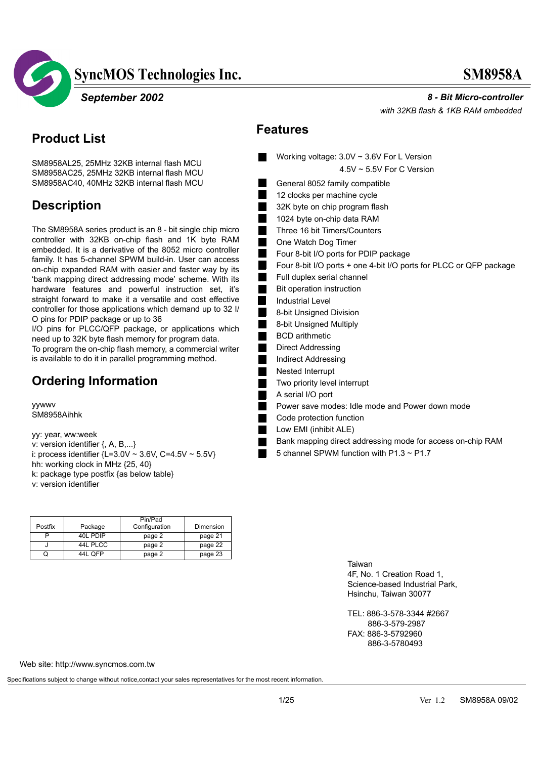# SyncMOS Technologies Inc. — SM8958A

**September 2002**

***8 - Bit Micro-controller***

*with 32KB flash & 1KB RAM embedded*

## Product List

SM8958AL25, 25MHz 32KB internal flash MCU
SM8958AC25, 25MHz 32KB internal flash MCU
SM8958AC40, 40MHz 32KB internal flash MCU

## Description

The SM8958A series product is an 8 - bit single chip micro controller with 32KB on-chip flash and 1K byte RAM embedded. It is a derivative of the 8052 micro controller family. It has 5-channel SPWM build-in. User can access on-chip expanded RAM with easier and faster way by its 'bank mapping direct addressing mode' scheme. With its hardware features and powerful instruction set, it's straight forward to make it a versatile and cost effective controller for those applications which demand up to 32 I/O pins for PDIP package or up to 36
I/O pins for PLCC/QFP package, or applications which need up to 32K byte flash memory for program data.
To program the on-chip flash memory, a commercial writer is available to do it in parallel programming method.

## Ordering Information

yywwv
SM8958Aihhk

yy: year, ww:week
v: version identifier {, A, B,...}
i: process identifier {L=3.0V ~ 3.6V, C=4.5V ~ 5.5V}
hh: working clock in MHz {25, 40}
k: package type postfix {as below table}
v: version identifier

| Postfix | Package | Pin/Pad Configuration | Dimension |
|---|---|---|---|
| P | 40L PDIP | page 2 | page 21 |
| J | 44L PLCC | page 2 | page 22 |
| Q | 44L QFP | page 2 | page 23 |

## Features

- Working voltage: 3.0V ~ 3.6V For L Version
  4.5V ~ 5.5V For C Version
- General 8052 family compatible
- 12 clocks per machine cycle
- 32K byte on chip program flash
- 1024 byte on-chip data RAM
- Three 16 bit Timers/Counters
- One Watch Dog Timer
- Four 8-bit I/O ports for PDIP package
- Four 8-bit I/O ports + one 4-bit I/O ports for PLCC or QFP package
- Full duplex serial channel
- Bit operation instruction
- Industrial Level
- 8-bit Unsigned Division
- 8-bit Unsigned Multiply
- BCD arithmetic
- Direct Addressing
- Indirect Addressing
- Nested Interrupt
- Two priority level interrupt
- A serial I/O port
- Power save modes: Idle mode and Power down mode
- Code protection function
- Low EMI (inhibit ALE)
- Bank mapping direct addressing mode for access on-chip RAM
- 5 channel SPWM function with P1.3 ~ P1.7

Taiwan
4F, No. 1 Creation Road 1,
Science-based Industrial Park,
Hsinchu, Taiwan 30077

TEL: 886-3-578-3344 #2667
886-3-579-2987
FAX: 886-3-5792960
886-3-5780493

Web site: http://www.syncmos.com.tw

Specifications subject to change without notice,contact your sales representatives for the most recent information.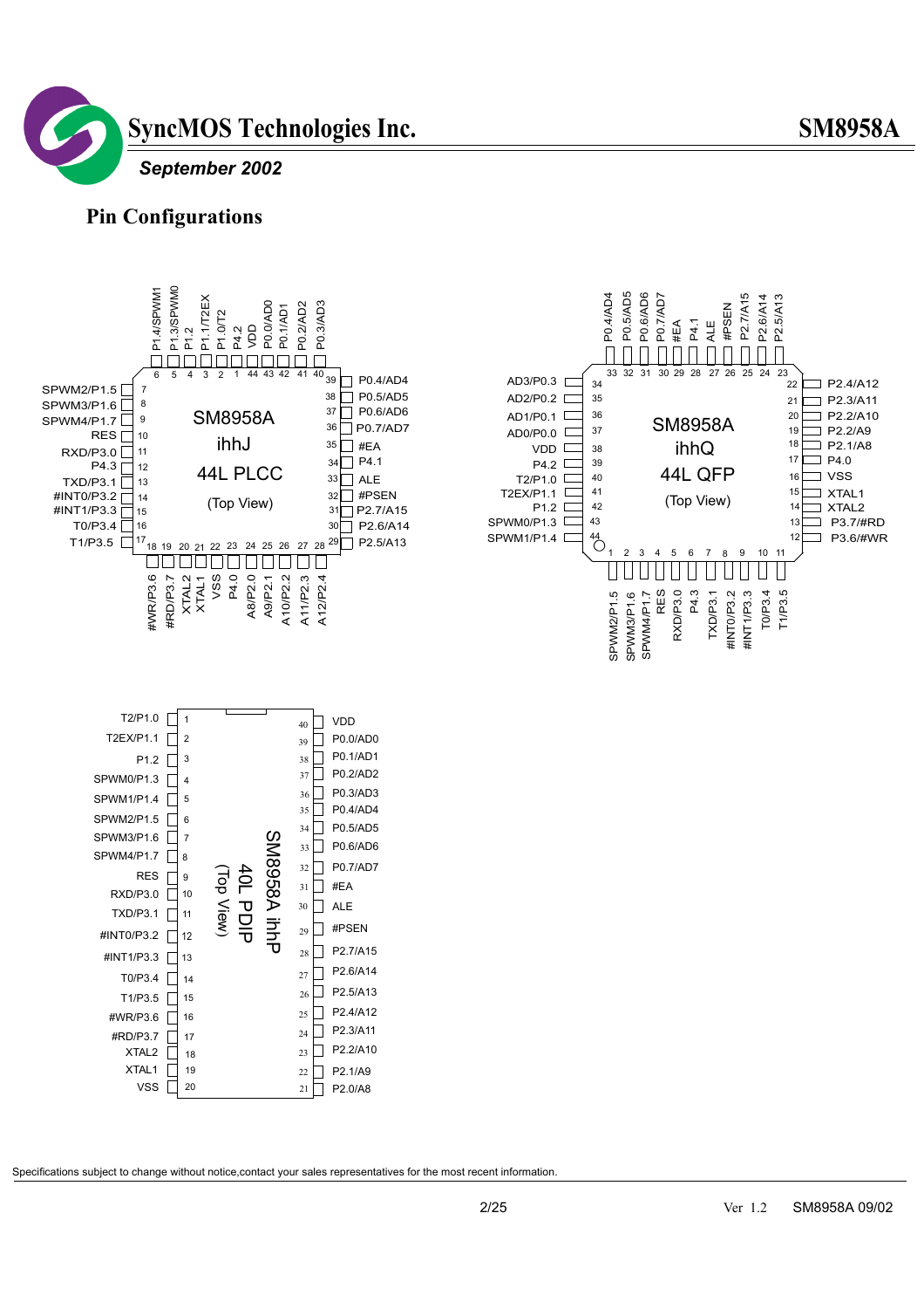## Pin Configurations

### SM8958A ihhJ 44L PLCC (Top View)

| Pin | Name | Pin | Name |
|---|---|---|---|
| 1 | P4.2 | 23 | A11/P2.3 |
| 2 | P1.0/T2 | 24 | A12/P2.4 |
| 3 | P1.1/T2EX | 25 | P2.5/A13 |
| 4 | P1.2 | 26 | P2.6/A14 |
| 5 | P1.3/SPWM0 | 27 | P2.7/A15 |
| 6 | P1.4/SPWM1 | 28 | #PSEN |
| 7 | SPWM2/P1.5 | 29 | ALE |
| 8 | SPWM3/P1.6 | 30 | P4.1 |
| 9 | SPWM4/P1.7 | 31 | #EA |
| 10 | RES | 32 | P0.7/AD7 |
| 11 | RXD/P3.0 | 33 | P0.6/AD6 |
| 12 | P4.3 | 34 | P0.5/AD5 |
| 13 | TXD/P3.1 | 35 | P0.4/AD4 |
| 14 | #INT0/P3.2 | 36 | P0.3/AD3 |
| 15 | #INT1/P3.3 | 37 | P0.2/AD2 |
| 16 | T0/P3.4 | 38 | P0.1/AD1 |
| 17 | T1/P3.5 | 39 | P0.0/AD0 |
| 18 | #WR/P3.6 | 40 | VDD |
| 19 | #RD/P3.7 | 41 | P2.0/A8 |
| 20 | XTAL2 | 42 | P2.1/A9 |
| 21 | XTAL1 | 43 | P2.2/A10 |
| 22 | VSS | 44 | P4.0 |

### SM8958A ihhQ 44L QFP (Top View)

| Pin | Name | Pin | Name |
|---|---|---|---|
| 1 | SPWM2/P1.5 | 23 | P2.5/A13 |
| 2 | SPWM3/P1.6 | 24 | P2.6/A14 |
| 3 | SPWM4/P1.7 | 25 | P2.7/A15 |
| 4 | RES | 26 | #PSEN |
| 5 | RXD/P3.0 | 27 | ALE |
| 6 | P4.3 | 28 | P4.1 |
| 7 | TXD/P3.1 | 29 | #EA |
| 8 | #INT0/P3.2 | 30 | P0.7/AD7 |
| 9 | #INT1/P3.3 | 31 | P0.6/AD6 |
| 10 | T0/P3.4 | 32 | P0.5/AD5 |
| 11 | T1/P3.5 | 33 | P0.4/AD4 |
| 12 | P3.6/#WR | 34 | AD3/P0.3 |
| 13 | P3.7/#RD | 35 | AD2/P0.2 |
| 14 | XTAL2 | 36 | AD1/P0.1 |
| 15 | XTAL1 | 37 | AD0/P0.0 |
| 16 | VSS | 38 | VDD |
| 17 | P4.0 | 39 | P4.2 |
| 18 | P2.1/A8 | 40 | T2/P1.0 |
| 19 | P2.2/A9 | 41 | T2EX/P1.1 |
| 20 | P2.2/A10 | 42 | P1.2 |
| 21 | P2.3/A11 | 43 | SPWM0/P1.3 |
| 22 | P2.4/A12 | 44 | SPWM1/P1.4 |

### SM8958A ihhP 40L PDIP (Top View)

| Pin | Name | Pin | Name |
|---|---|---|---|
| 1 | T2/P1.0 | 40 | VDD |
| 2 | T2EX/P1.1 | 39 | P0.0/AD0 |
| 3 | P1.2 | 38 | P0.1/AD1 |
| 4 | SPWM0/P1.3 | 37 | P0.2/AD2 |
| 5 | SPWM1/P1.4 | 36 | P0.3/AD3 |
| 6 | SPWM2/P1.5 | 35 | P0.4/AD4 |
| 7 | SPWM3/P1.6 | 34 | P0.5/AD5 |
| 8 | SPWM4/P1.7 | 33 | P0.6/AD6 |
| 9 | RES | 32 | P0.7/AD7 |
| 10 | RXD/P3.0 | 31 | #EA |
| 11 | TXD/P3.1 | 30 | ALE |
| 12 | #INT0/P3.2 | 29 | #PSEN |
| 13 | #INT1/P3.3 | 28 | P2.7/A15 |
| 14 | T0/P3.4 | 27 | P2.6/A14 |
| 15 | T1/P3.5 | 26 | P2.5/A13 |
| 16 | #WR/P3.6 | 25 | P2.4/A12 |
| 17 | #RD/P3.7 | 24 | P2.3/A11 |
| 18 | XTAL2 | 23 | P2.2/A10 |
| 19 | XTAL1 | 22 | P2.1/A9 |
| 20 | VSS | 21 | P2.0/A8 |

Specifications subject to change without notice,contact your sales representatives for the most recent information.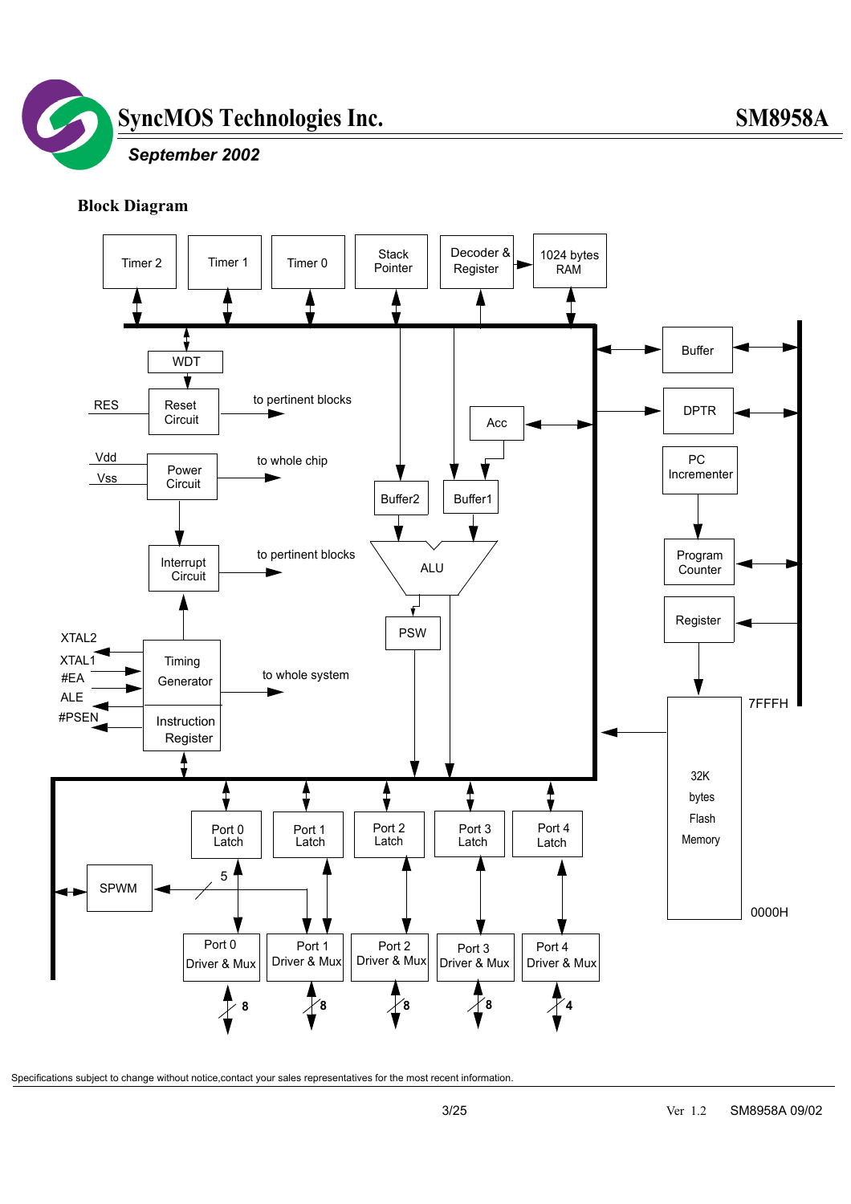## Block Diagram

Timer 2
Timer 1
Timer 0
Stack Pointer
Decoder & Register
1024 bytes RAM

WDT
RES
Reset Circuit
to pertinent blocks
Vdd
Vss
Power Circuit
to whole chip
Interrupt Circuit
to pertinent blocks
XTAL2
XTAL1
#EA
ALE
#PSEN
Timing Generator
Instruction Register
to whole system

Acc
Buffer2
Buffer1
ALU
PSW

Buffer
DPTR
PC Incrementer
Program Counter
Register
7FFFH
32K bytes Flash Memory
0000H

SPWM
5
Port 0 Latch
Port 1 Latch
Port 2 Latch
Port 3 Latch
Port 4 Latch
Port 0 Driver & Mux
Port 1 Driver & Mux
Port 2 Driver & Mux
Port 3 Driver & Mux
Port 4 Driver & Mux
8
8
8
8
4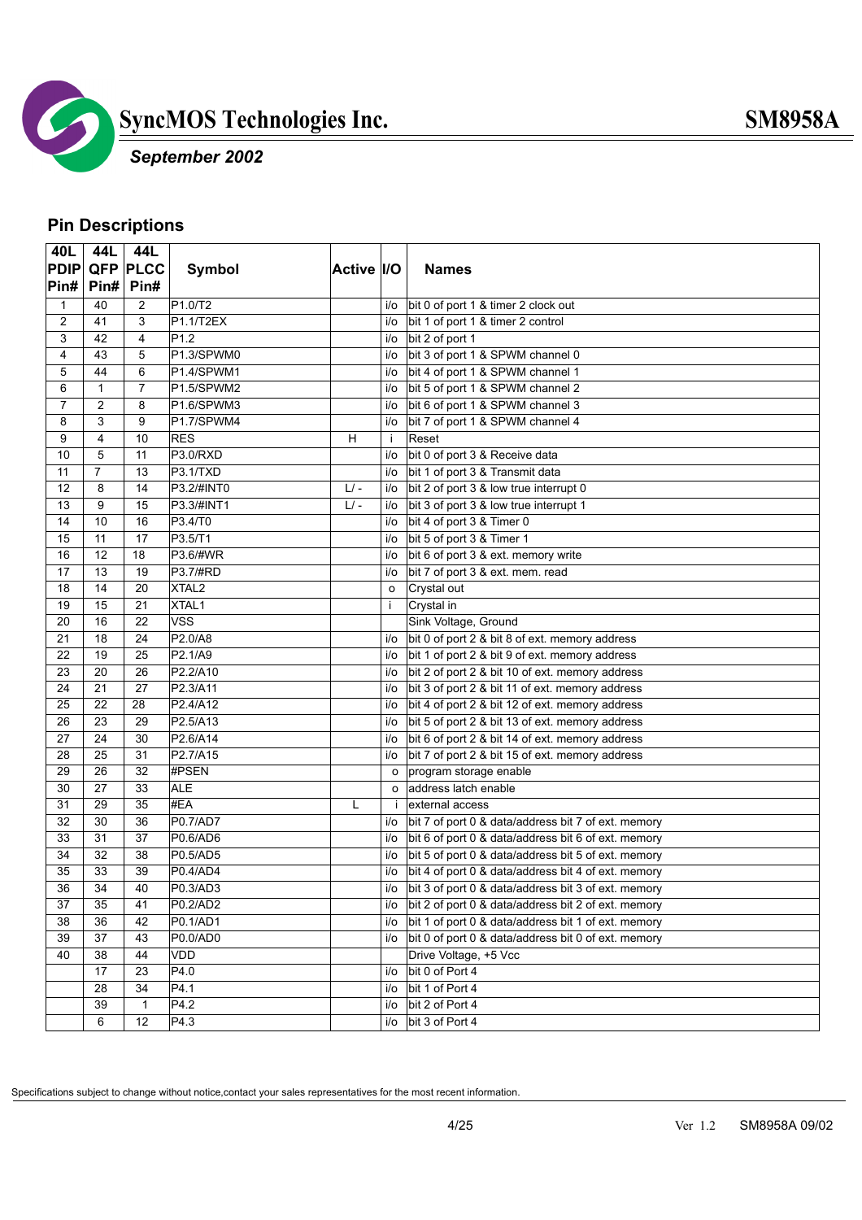## Pin Descriptions

| 40L PDIP Pin# | 44L QFP Pin# | 44L PLCC Pin# | Symbol | Active | I/O | Names |
|---|---|---|---|---|---|---|
| 1 | 40 | 2 | P1.0/T2 | | i/o | bit 0 of port 1 & timer 2 clock out |
| 2 | 41 | 3 | P1.1/T2EX | | i/o | bit 1 of port 1 & timer 2 control |
| 3 | 42 | 4 | P1.2 | | i/o | bit 2 of port 1 |
| 4 | 43 | 5 | P1.3/SPWM0 | | i/o | bit 3 of port 1 & SPWM channel 0 |
| 5 | 44 | 6 | P1.4/SPWM1 | | i/o | bit 4 of port 1 & SPWM channel 1 |
| 6 | 1 | 7 | P1.5/SPWM2 | | i/o | bit 5 of port 1 & SPWM channel 2 |
| 7 | 2 | 8 | P1.6/SPWM3 | | i/o | bit 6 of port 1 & SPWM channel 3 |
| 8 | 3 | 9 | P1.7/SPWM4 | | i/o | bit 7 of port 1 & SPWM channel 4 |
| 9 | 4 | 10 | RES | H | i | Reset |
| 10 | 5 | 11 | P3.0/RXD | | i/o | bit 0 of port 3 & Receive data |
| 11 | 7 | 13 | P3.1/TXD | | i/o | bit 1 of port 3 & Transmit data |
| 12 | 8 | 14 | P3.2/#INT0 | L/ - | i/o | bit 2 of port 3 & low true interrupt 0 |
| 13 | 9 | 15 | P3.3/#INT1 | L/ - | i/o | bit 3 of port 3 & low true interrupt 1 |
| 14 | 10 | 16 | P3.4/T0 | | i/o | bit 4 of port 3 & Timer 0 |
| 15 | 11 | 17 | P3.5/T1 | | i/o | bit 5 of port 3 & Timer 1 |
| 16 | 12 | 18 | P3.6/#WR | | i/o | bit 6 of port 3 & ext. memory write |
| 17 | 13 | 19 | P3.7/#RD | | i/o | bit 7 of port 3 & ext. mem. read |
| 18 | 14 | 20 | XTAL2 | | o | Crystal out |
| 19 | 15 | 21 | XTAL1 | | i | Crystal in |
| 20 | 16 | 22 | VSS | | | Sink Voltage, Ground |
| 21 | 18 | 24 | P2.0/A8 | | i/o | bit 0 of port 2 & bit 8 of ext. memory address |
| 22 | 19 | 25 | P2.1/A9 | | i/o | bit 1 of port 2 & bit 9 of ext. memory address |
| 23 | 20 | 26 | P2.2/A10 | | i/o | bit 2 of port 2 & bit 10 of ext. memory address |
| 24 | 21 | 27 | P2.3/A11 | | i/o | bit 3 of port 2 & bit 11 of ext. memory address |
| 25 | 22 | 28 | P2.4/A12 | | i/o | bit 4 of port 2 & bit 12 of ext. memory address |
| 26 | 23 | 29 | P2.5/A13 | | i/o | bit 5 of port 2 & bit 13 of ext. memory address |
| 27 | 24 | 30 | P2.6/A14 | | i/o | bit 6 of port 2 & bit 14 of ext. memory address |
| 28 | 25 | 31 | P2.7/A15 | | i/o | bit 7 of port 2 & bit 15 of ext. memory address |
| 29 | 26 | 32 | #PSEN | | o | program storage enable |
| 30 | 27 | 33 | ALE | | o | address latch enable |
| 31 | 29 | 35 | #EA | L | i | external access |
| 32 | 30 | 36 | P0.7/AD7 | | i/o | bit 7 of port 0 & data/address bit 7 of ext. memory |
| 33 | 31 | 37 | P0.6/AD6 | | i/o | bit 6 of port 0 & data/address bit 6 of ext. memory |
| 34 | 32 | 38 | P0.5/AD5 | | i/o | bit 5 of port 0 & data/address bit 5 of ext. memory |
| 35 | 33 | 39 | P0.4/AD4 | | i/o | bit 4 of port 0 & data/address bit 4 of ext. memory |
| 36 | 34 | 40 | P0.3/AD3 | | i/o | bit 3 of port 0 & data/address bit 3 of ext. memory |
| 37 | 35 | 41 | P0.2/AD2 | | i/o | bit 2 of port 0 & data/address bit 2 of ext. memory |
| 38 | 36 | 42 | P0.1/AD1 | | i/o | bit 1 of port 0 & data/address bit 1 of ext. memory |
| 39 | 37 | 43 | P0.0/AD0 | | i/o | bit 0 of port 0 & data/address bit 0 of ext. memory |
| 40 | 38 | 44 | VDD | | | Drive Voltage, +5 Vcc |
| | 17 | 23 | P4.0 | | i/o | bit 0 of Port 4 |
| | 28 | 34 | P4.1 | | i/o | bit 1 of Port 4 |
| | 39 | 1 | P4.2 | | i/o | bit 2 of Port 4 |
| | 6 | 12 | P4.3 | | i/o | bit 3 of Port 4 |

Specifications subject to change without notice,contact your sales representatives for the most recent information.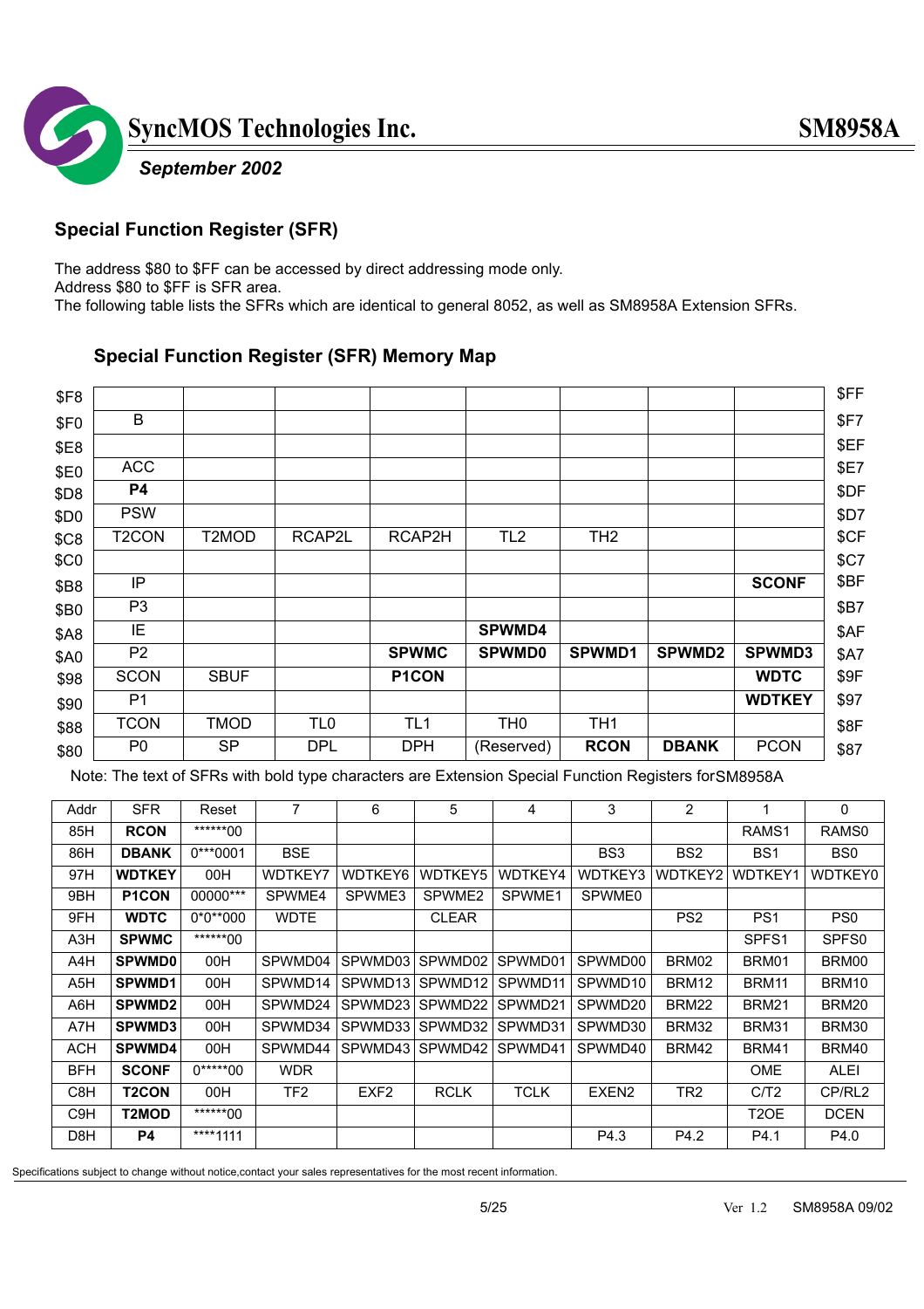## Special Function Register (SFR)

The address $80 to $FF can be accessed by direct addressing mode only.
Address $80 to $FF is SFR area.
The following table lists the SFRs which are identical to general 8052, as well as SM8958A Extension SFRs.

### Special Function Register (SFR) Memory Map

| | | | | | | | | | |
|---|---|---|---|---|---|---|---|---|---|
| $F8 | | | | | | | | | $FF |
| $F0 | B | | | | | | | | $F7 |
| $E8 | | | | | | | | | $EF |
| $E0 | ACC | | | | | | | | $E7 |
| $D8 | **P4** | | | | | | | | $DF |
| $D0 | PSW | | | | | | | | $D7 |
| $C8 | T2CON | T2MOD | RCAP2L | RCAP2H | TL2 | TH2 | | | $CF |
| $C0 | | | | | | | | | $C7 |
| $B8 | IP | | | | | | | **SCONF** | $BF |
| $B0 | P3 | | | | | | | | $B7 |
| $A8 | IE | | | | **SPWMD4** | | | | $AF |
| $A0 | P2 | | | **SPWMC** | **SPWMD0** | **SPWMD1** | **SPWMD2** | **SPWMD3** | $A7 |
| $98 | SCON | SBUF | | **P1CON** | | | | **WDTC** | $9F |
| $90 | P1 | | | | | | | **WDTKEY** | $97 |
| $88 | TCON | TMOD | TL0 | TL1 | TH0 | TH1 | | | $8F |
| $80 | P0 | SP | DPL | DPH | (Reserved) | **RCON** | **DBANK** | PCON | $87 |

Note: The text of SFRs with bold type characters are Extension Special Function Registers for SM8958A

| Addr | SFR | Reset | 7 | 6 | 5 | 4 | 3 | 2 | 1 | 0 |
|---|---|---|---|---|---|---|---|---|---|---|
| 85H | **RCON** | ******00 | | | | | | | RAMS1 | RAMS0 |
| 86H | **DBANK** | 0***0001 | BSE | | | | BS3 | BS2 | BS1 | BS0 |
| 97H | **WDTKEY** | 00H | WDTKEY7 | WDTKEY6 | WDTKEY5 | WDTKEY4 | WDTKEY3 | WDTKEY2 | WDTKEY1 | WDTKEY0 |
| 9BH | **P1CON** | 00000*** | SPWME4 | SPWME3 | SPWME2 | SPWME1 | SPWME0 | | | |
| 9FH | **WDTC** | 0*0**000 | WDTE | | CLEAR | | | PS2 | PS1 | PS0 |
| A3H | **SPWMC** | ******00 | | | | | | | SPFS1 | SPFS0 |
| A4H | **SPWMD0** | 00H | SPWMD04 | SPWMD03 | SPWMD02 | SPWMD01 | SPWMD00 | BRM02 | BRM01 | BRM00 |
| A5H | **SPWMD1** | 00H | SPWMD14 | SPWMD13 | SPWMD12 | SPWMD11 | SPWMD10 | BRM12 | BRM11 | BRM10 |
| A6H | **SPWMD2** | 00H | SPWMD24 | SPWMD23 | SPWMD22 | SPWMD21 | SPWMD20 | BRM22 | BRM21 | BRM20 |
| A7H | **SPWMD3** | 00H | SPWMD34 | SPWMD33 | SPWMD32 | SPWMD31 | SPWMD30 | BRM32 | BRM31 | BRM30 |
| ACH | **SPWMD4** | 00H | SPWMD44 | SPWMD43 | SPWMD42 | SPWMD41 | SPWMD40 | BRM42 | BRM41 | BRM40 |
| BFH | **SCONF** | 0*****00 | WDR | | | | | | OME | ALEI |
| C8H | **T2CON** | 00H | TF2 | EXF2 | RCLK | TCLK | EXEN2 | TR2 | C/T2 | CP/RL2 |
| C9H | **T2MOD** | ******00 | | | | | | | T2OE | DCEN |
| D8H | **P4** | ****1111 | | | | | P4.3 | P4.2 | P4.1 | P4.0 |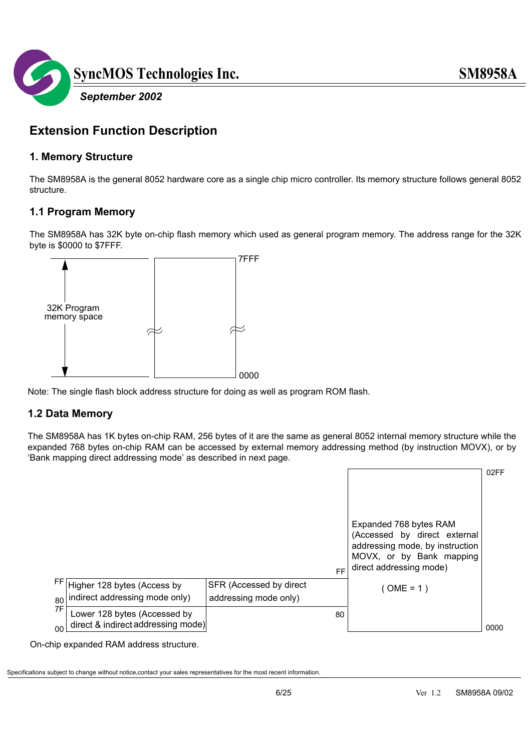## Extension Function Description

### 1. Memory Structure

The SM8958A is the general 8052 hardware core as a single chip micro controller. Its memory structure follows general 8052 structure.

### 1.1 Program Memory

The SM8958A has 32K byte on-chip flash memory which used as general program memory. The address range for the 32K byte is $0000 to $7FFF.

32K Program memory space

7FFF

0000

Note: The single flash block address structure for doing as well as program ROM flash.

### 1.2 Data Memory

The SM8958A has 1K bytes on-chip RAM, 256 bytes of it are the same as general 8052 internal memory structure while the expanded 768 bytes on-chip RAM can be accessed by external memory addressing method (by instruction MOVX), or by 'Bank mapping direct addressing mode' as described in next page.

| Address | Internal RAM | Address | SFR |
|---|---|---|---|
| FF–80 | Higher 128 bytes (Access by indirect addressing mode only) | FF–80 | SFR (Accessed by direct addressing mode only) |
| 7F–00 | Lower 128 bytes (Accessed by direct & indirect addressing mode) | | |

| Address | Expanded RAM |
|---|---|
| 02FF–0000 | Expanded 768 bytes RAM (Accessed by direct external addressing mode, by instruction MOVX, or by Bank mapping direct addressing mode) ( OME = 1 ) |

On-chip expanded RAM address structure.

Specifications subject to change without notice,contact your sales representatives for the most recent information.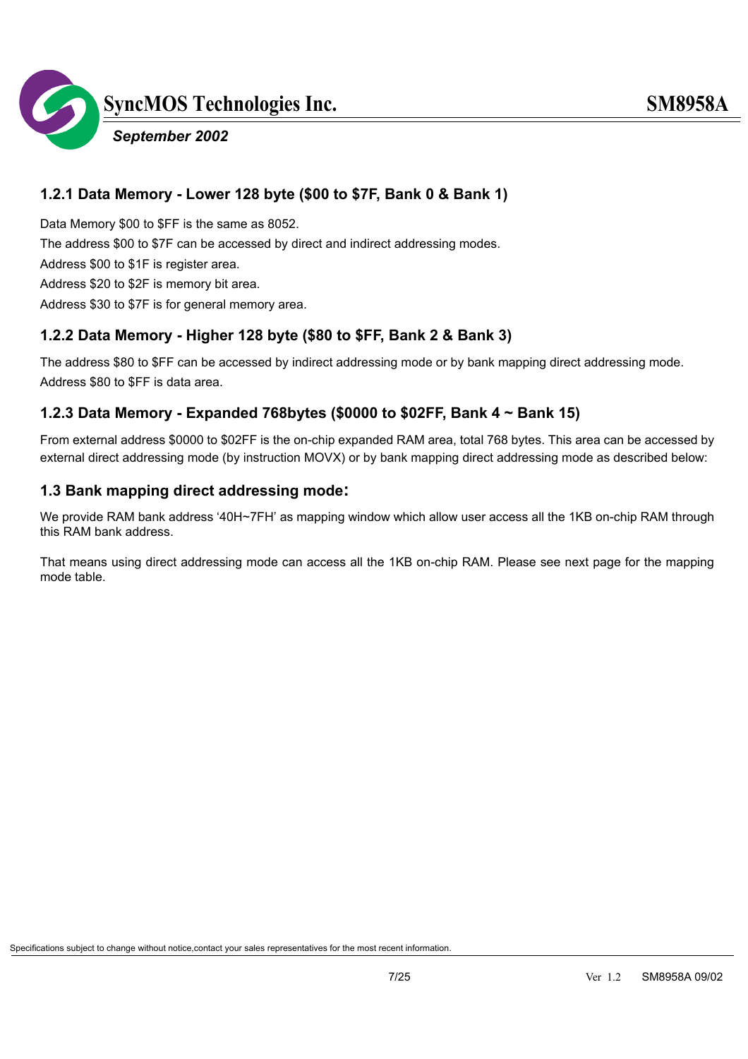### 1.2.1 Data Memory - Lower 128 byte ($00 to $7F, Bank 0 & Bank 1)

Data Memory $00 to $FF is the same as 8052.

The address $00 to $7F can be accessed by direct and indirect addressing modes.

Address $00 to $1F is register area.

Address $20 to $2F is memory bit area.

Address $30 to $7F is for general memory area.

### 1.2.2 Data Memory - Higher 128 byte ($80 to $FF, Bank 2 & Bank 3)

The address $80 to $FF can be accessed by indirect addressing mode or by bank mapping direct addressing mode.

Address $80 to $FF is data area.

### 1.2.3 Data Memory - Expanded 768bytes ($0000 to $02FF, Bank 4 ~ Bank 15)

From external address $0000 to $02FF is the on-chip expanded RAM area, total 768 bytes. This area can be accessed by external direct addressing mode (by instruction MOVX) or by bank mapping direct addressing mode as described below:

## 1.3 Bank mapping direct addressing mode:

We provide RAM bank address '40H~7FH' as mapping window which allow user access all the 1KB on-chip RAM through this RAM bank address.

That means using direct addressing mode can access all the 1KB on-chip RAM. Please see next page for the mapping mode table.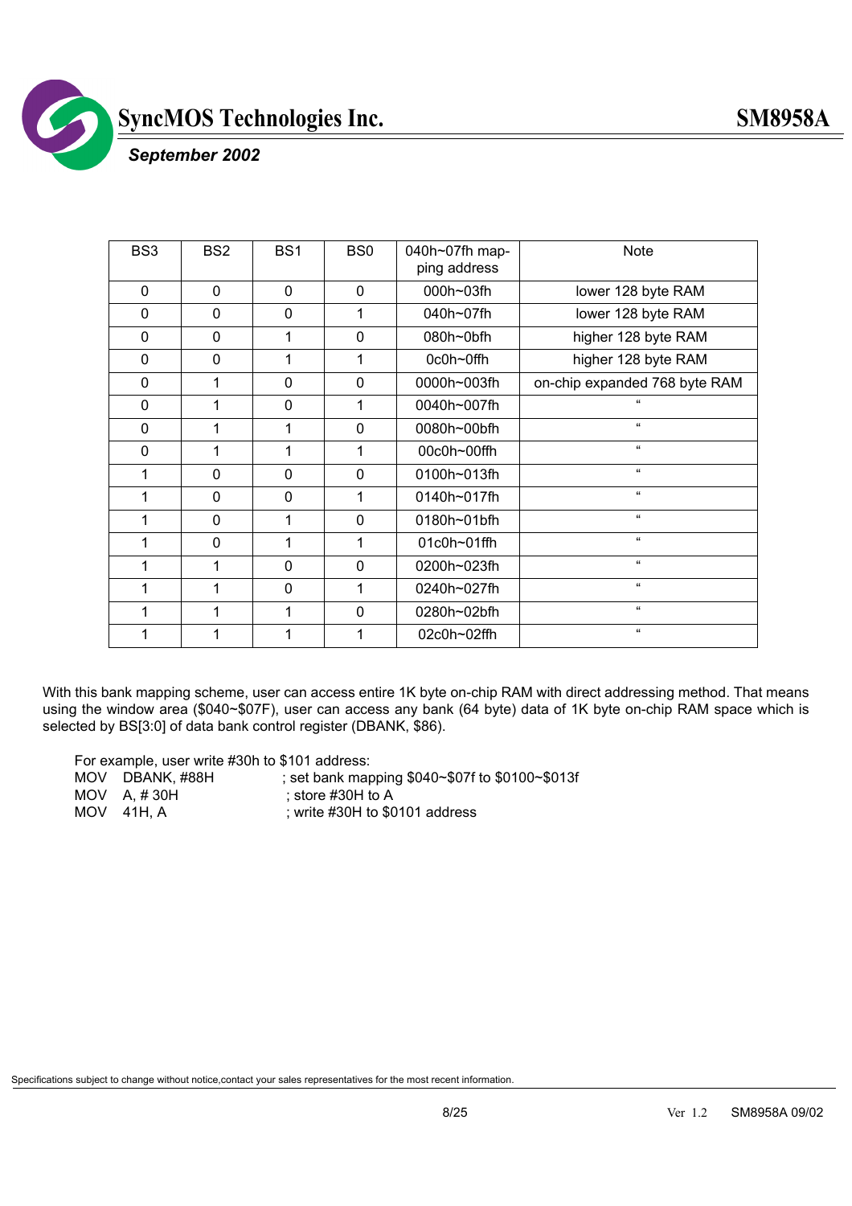| BS3 | BS2 | BS1 | BS0 | 040h~07fh mapping address | Note |
|---|---|---|---|---|---|
| 0 | 0 | 0 | 0 | 000h~03fh | lower 128 byte RAM |
| 0 | 0 | 0 | 1 | 040h~07fh | lower 128 byte RAM |
| 0 | 0 | 1 | 0 | 080h~0bfh | higher 128 byte RAM |
| 0 | 0 | 1 | 1 | 0c0h~0ffh | higher 128 byte RAM |
| 0 | 1 | 0 | 0 | 0000h~003fh | on-chip expanded 768 byte RAM |
| 0 | 1 | 0 | 1 | 0040h~007fh | " |
| 0 | 1 | 1 | 0 | 0080h~00bfh | " |
| 0 | 1 | 1 | 1 | 00c0h~00ffh | " |
| 1 | 0 | 0 | 0 | 0100h~013fh | " |
| 1 | 0 | 0 | 1 | 0140h~017fh | " |
| 1 | 0 | 1 | 0 | 0180h~01bfh | " |
| 1 | 0 | 1 | 1 | 01c0h~01ffh | " |
| 1 | 1 | 0 | 0 | 0200h~023fh | " |
| 1 | 1 | 0 | 1 | 0240h~027fh | " |
| 1 | 1 | 1 | 0 | 0280h~02bfh | " |
| 1 | 1 | 1 | 1 | 02c0h~02ffh | " |

With this bank mapping scheme, user can access entire 1K byte on-chip RAM with direct addressing method. That means using the window area ($040~$07F), user can access any bank (64 byte) data of 1K byte on-chip RAM space which is selected by BS[3:0] of data bank control register (DBANK, $86).

For example, user write #30h to $101 address:

```
MOV   DBANK, #88H        ; set bank mapping $040~$07f to $0100~$013f
MOV   A, # 30H           ; store #30H to A
MOV   41H, A             ; write #30H to $0101 address
```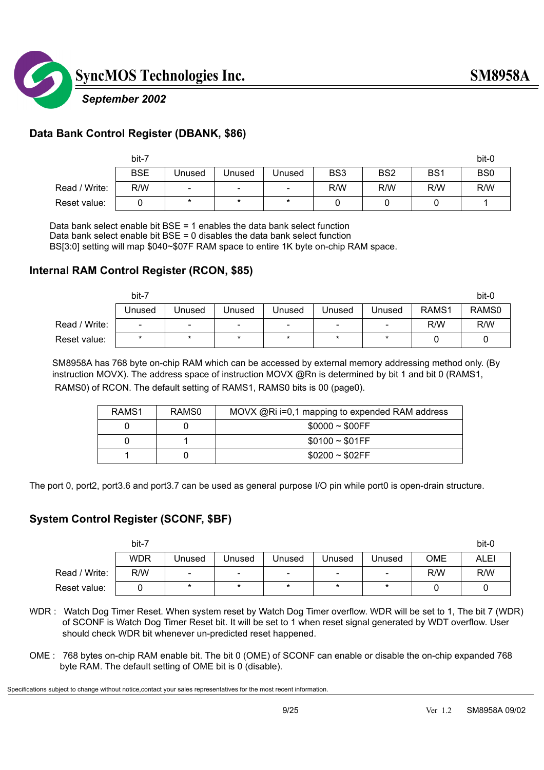## Data Bank Control Register (DBANK, $86)

| | bit-7 | | | | | | | bit-0 |
|---|---|---|---|---|---|---|---|---|
| | BSE | Unused | Unused | Unused | BS3 | BS2 | BS1 | BS0 |
| Read / Write: | R/W | - | - | - | R/W | R/W | R/W | R/W |
| Reset value: | 0 | * | * | * | 0 | 0 | 0 | 1 |

Data bank select enable bit BSE = 1 enables the data bank select function
Data bank select enable bit BSE = 0 disables the data bank select function
BS[3:0] setting will map $040~$07F RAM space to entire 1K byte on-chip RAM space.

## Internal RAM Control Register (RCON, $85)

| | bit-7 | | | | | | | bit-0 |
|---|---|---|---|---|---|---|---|---|
| | Unused | Unused | Unused | Unused | Unused | Unused | RAMS1 | RAMS0 |
| Read / Write: | - | - | - | - | - | - | R/W | R/W |
| Reset value: | * | * | * | * | * | * | 0 | 0 |

SM8958A has 768 byte on-chip RAM which can be accessed by external memory addressing method only. (By instruction MOVX). The address space of instruction MOVX @Rn is determined by bit 1 and bit 0 (RAMS1, RAMS0) of RCON. The default setting of RAMS1, RAMS0 bits is 00 (page0).

| RAMS1 | RAMS0 | MOVX @Ri i=0,1 mapping to expended RAM address |
|---|---|---|
| 0 | 0 | $0000 ~ $00FF |
| 0 | 1 | $0100 ~ $01FF |
| 1 | 0 | $0200 ~ $02FF |

The port 0, port2, port3.6 and port3.7 can be used as general purpose I/O pin while port0 is open-drain structure.

## System Control Register (SCONF, $BF)

| | bit-7 | | | | | | | bit-0 |
|---|---|---|---|---|---|---|---|---|
| | WDR | Unused | Unused | Unused | Unused | Unused | OME | ALEI |
| Read / Write: | R/W | - | - | - | - | - | R/W | R/W |
| Reset value: | 0 | * | * | * | * | * | 0 | 0 |

WDR : Watch Dog Timer Reset. When system reset by Watch Dog Timer overflow. WDR will be set to 1, The bit 7 (WDR) of SCONF is Watch Dog Timer Reset bit. It will be set to 1 when reset signal generated by WDT overflow. User should check WDR bit whenever un-predicted reset happened.

OME : 768 bytes on-chip RAM enable bit. The bit 0 (OME) of SCONF can enable or disable the on-chip expanded 768 byte RAM. The default setting of OME bit is 0 (disable).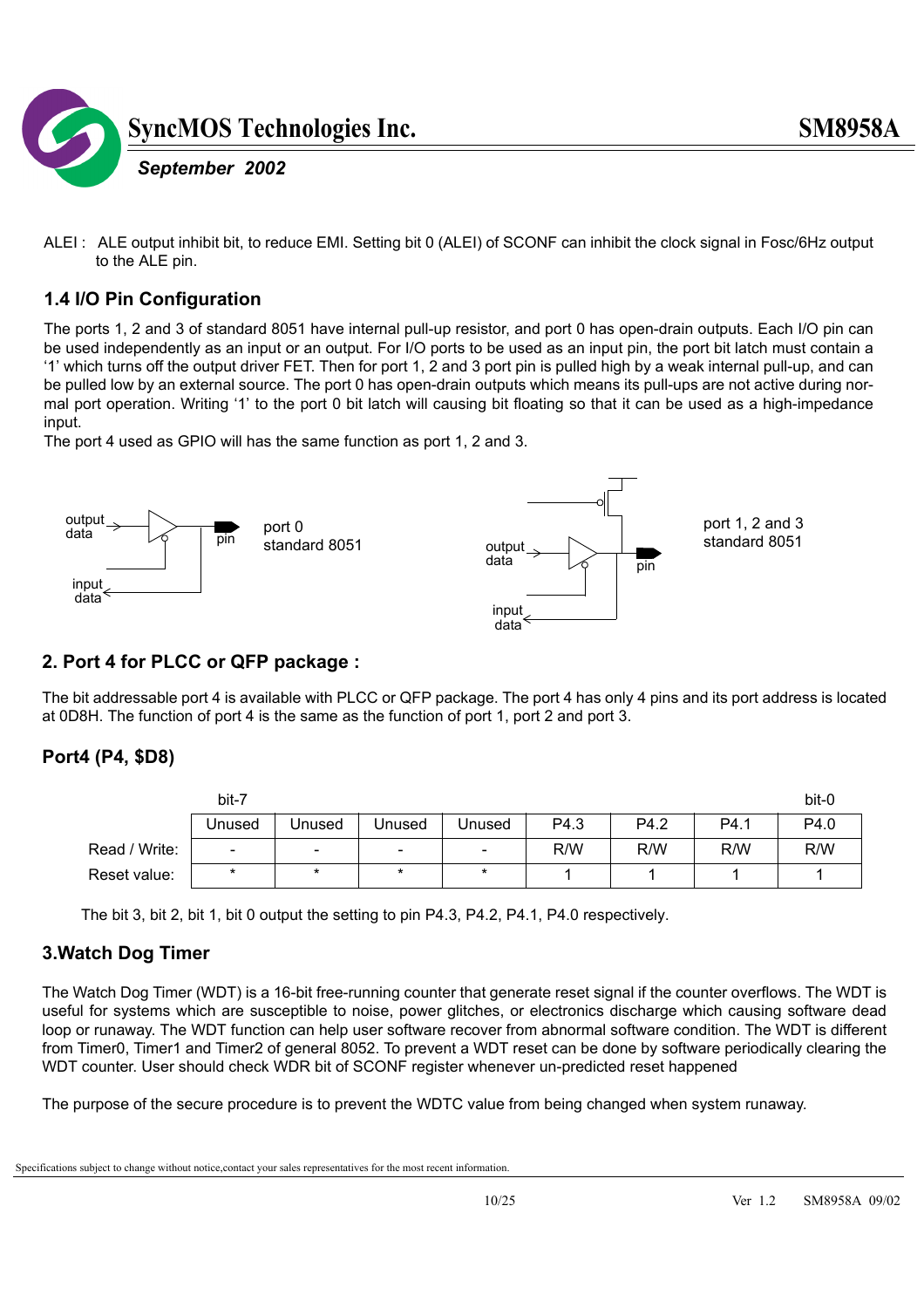ALEI : ALE output inhibit bit, to reduce EMI. Setting bit 0 (ALEI) of SCONF can inhibit the clock signal in Fosc/6Hz output to the ALE pin.

## 1.4 I/O Pin Configuration

The ports 1, 2 and 3 of standard 8051 have internal pull-up resistor, and port 0 has open-drain outputs. Each I/O pin can be used independently as an input or an output. For I/O ports to be used as an input pin, the port bit latch must contain a '1' which turns off the output driver FET. Then for port 1, 2 and 3 port pin is pulled high by a weak internal pull-up, and can be pulled low by an external source. The port 0 has open-drain outputs which means its pull-ups are not active during normal port operation. Writing '1' to the port 0 bit latch will causing bit floating so that it can be used as a high-impedance input.

The port 4 used as GPIO will has the same function as port 1, 2 and 3.

output data, input data, pin — port 0 standard 8051

output data, input data, pin — port 1, 2 and 3 standard 8051

## 2. Port 4 for PLCC or QFP package :

The bit addressable port 4 is available with PLCC or QFP package. The port 4 has only 4 pins and its port address is located at 0D8H. The function of port 4 is the same as the function of port 1, port 2 and port 3.

### Port4 (P4, $D8)

| | bit-7 | | | | | | | bit-0 |
|---|---|---|---|---|---|---|---|---|
| | Unused | Unused | Unused | Unused | P4.3 | P4.2 | P4.1 | P4.0 |
| Read / Write: | - | - | - | - | R/W | R/W | R/W | R/W |
| Reset value: | * | * | * | * | 1 | 1 | 1 | 1 |

The bit 3, bit 2, bit 1, bit 0 output the setting to pin P4.3, P4.2, P4.1, P4.0 respectively.

## 3.Watch Dog Timer

The Watch Dog Timer (WDT) is a 16-bit free-running counter that generate reset signal if the counter overflows. The WDT is useful for systems which are susceptible to noise, power glitches, or electronics discharge which causing software dead loop or runaway. The WDT function can help user software recover from abnormal software condition. The WDT is different from Timer0, Timer1 and Timer2 of general 8052. To prevent a WDT reset can be done by software periodically clearing the WDT counter. User should check WDR bit of SCONF register whenever un-predicted reset happened

The purpose of the secure procedure is to prevent the WDTC value from being changed when system runaway.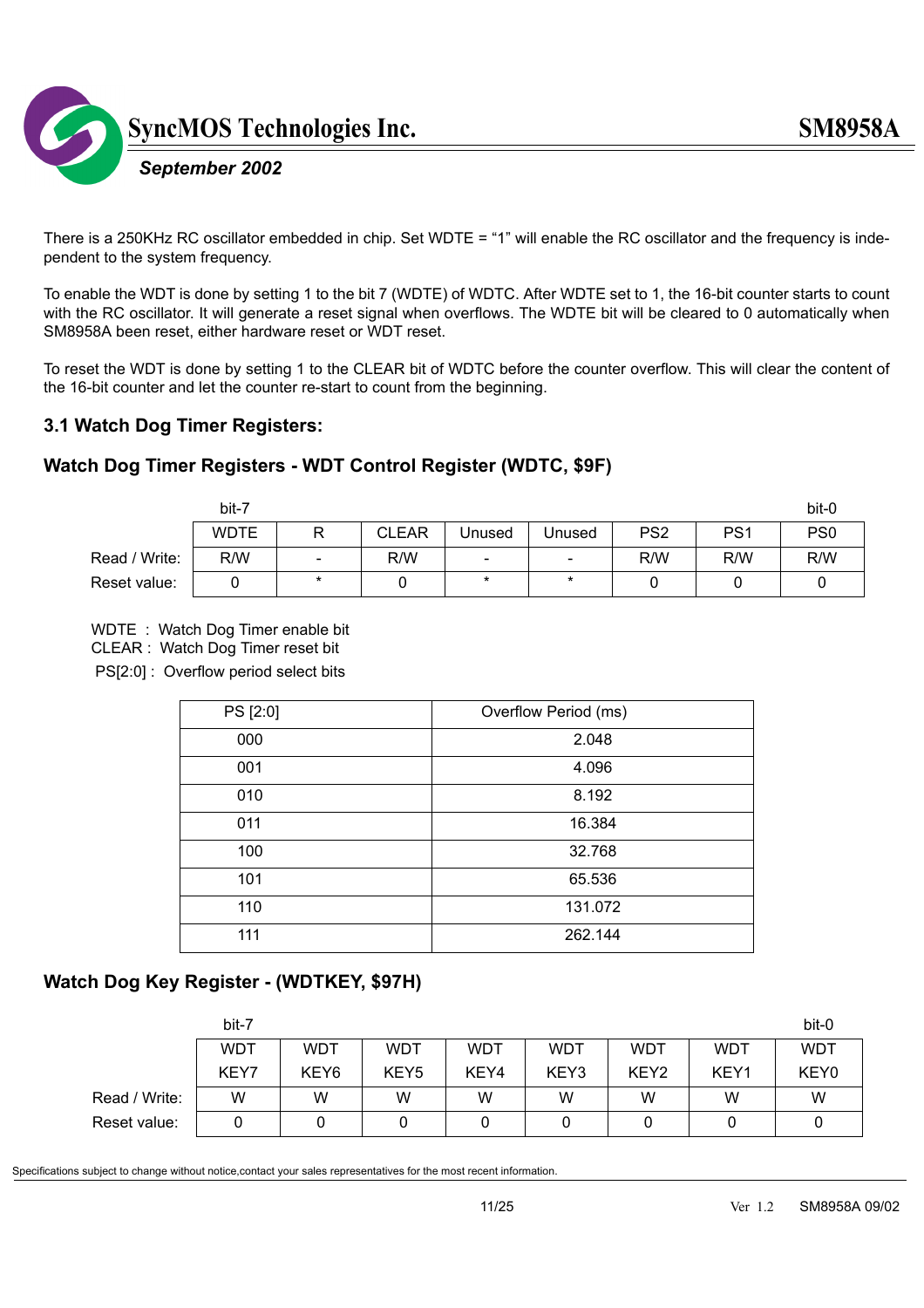There is a 250KHz RC oscillator embedded in chip. Set WDTE = "1" will enable the RC oscillator and the frequency is independent to the system frequency.

To enable the WDT is done by setting 1 to the bit 7 (WDTE) of WDTC. After WDTE set to 1, the 16-bit counter starts to count with the RC oscillator. It will generate a reset signal when overflows. The WDTE bit will be cleared to 0 automatically when SM8958A been reset, either hardware reset or WDT reset.

To reset the WDT is done by setting 1 to the CLEAR bit of WDTC before the counter overflow. This will clear the content of the 16-bit counter and let the counter re-start to count from the beginning.

## 3.1 Watch Dog Timer Registers:

### Watch Dog Timer Registers - WDT Control Register (WDTC, $9F)

| | bit-7 | | | | | | | bit-0 |
|---|---|---|---|---|---|---|---|---|
| | WDTE | R | CLEAR | Unused | Unused | PS2 | PS1 | PS0 |
| Read / Write: | R/W | - | R/W | - | - | R/W | R/W | R/W |
| Reset value: | 0 | * | 0 | * | * | 0 | 0 | 0 |

WDTE : Watch Dog Timer enable bit
CLEAR : Watch Dog Timer reset bit
PS[2:0] : Overflow period select bits

| PS [2:0] | Overflow Period (ms) |
|---|---|
| 000 | 2.048 |
| 001 | 4.096 |
| 010 | 8.192 |
| 011 | 16.384 |
| 100 | 32.768 |
| 101 | 65.536 |
| 110 | 131.072 |
| 111 | 262.144 |

### Watch Dog Key Register - (WDTKEY, $97H)

| | bit-7 | | | | | | | bit-0 |
|---|---|---|---|---|---|---|---|---|
| | WDT KEY7 | WDT KEY6 | WDT KEY5 | WDT KEY4 | WDT KEY3 | WDT KEY2 | WDT KEY1 | WDT KEY0 |
| Read / Write: | W | W | W | W | W | W | W | W |
| Reset value: | 0 | 0 | 0 | 0 | 0 | 0 | 0 | 0 |

Specifications subject to change without notice,contact your sales representatives for the most recent information.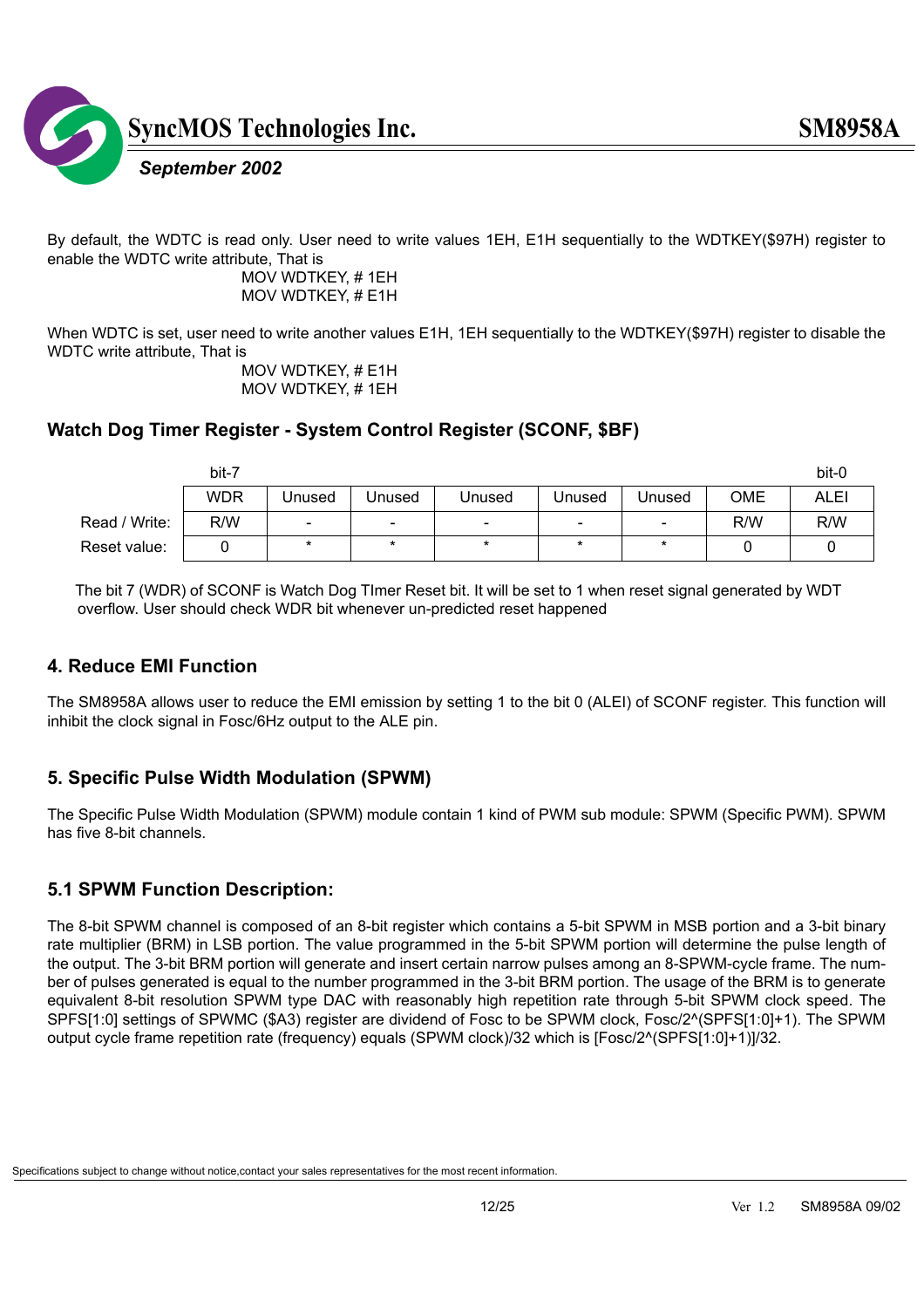By default, the WDTC is read only. User need to write values 1EH, E1H sequentially to the WDTKEY($97H) register to enable the WDTC write attribute, That is

```
MOV WDTKEY, # 1EH
MOV WDTKEY, # E1H
```

When WDTC is set, user need to write another values E1H, 1EH sequentially to the WDTKEY($97H) register to disable the WDTC write attribute, That is

```
MOV WDTKEY, # E1H
MOV WDTKEY, # 1EH
```

### Watch Dog Timer Register - System Control Register (SCONF, $BF)

| | bit-7 | | | | | | | bit-0 |
|---|---|---|---|---|---|---|---|---|
| | WDR | Unused | Unused | Unused | Unused | Unused | OME | ALEI |
| Read / Write: | R/W | - | - | - | - | - | R/W | R/W |
| Reset value: | 0 | * | * | * | * | * | 0 | 0 |

The bit 7 (WDR) of SCONF is Watch Dog TImer Reset bit. It will be set to 1 when reset signal generated by WDT overflow. User should check WDR bit whenever un-predicted reset happened

## 4. Reduce EMI Function

The SM8958A allows user to reduce the EMI emission by setting 1 to the bit 0 (ALEI) of SCONF register. This function will inhibit the clock signal in Fosc/6Hz output to the ALE pin.

## 5. Specific Pulse Width Modulation (SPWM)

The Specific Pulse Width Modulation (SPWM) module contain 1 kind of PWM sub module: SPWM (Specific PWM). SPWM has five 8-bit channels.

## 5.1 SPWM Function Description:

The 8-bit SPWM channel is composed of an 8-bit register which contains a 5-bit SPWM in MSB portion and a 3-bit binary rate multiplier (BRM) in LSB portion. The value programmed in the 5-bit SPWM portion will determine the pulse length of the output. The 3-bit BRM portion will generate and insert certain narrow pulses among an 8-SPWM-cycle frame. The number of pulses generated is equal to the number programmed in the 3-bit BRM portion. The usage of the BRM is to generate equivalent 8-bit resolution SPWM type DAC with reasonably high repetition rate through 5-bit SPWM clock speed. The SPFS[1:0] settings of SPWMC ($A3) register are dividend of Fosc to be SPWM clock, Fosc/2^(SPFS[1:0]+1). The SPWM output cycle frame repetition rate (frequency) equals (SPWM clock)/32 which is [Fosc/2^(SPFS[1:0]+1)]/32.

Specifications subject to change without notice,contact your sales representatives for the most recent information.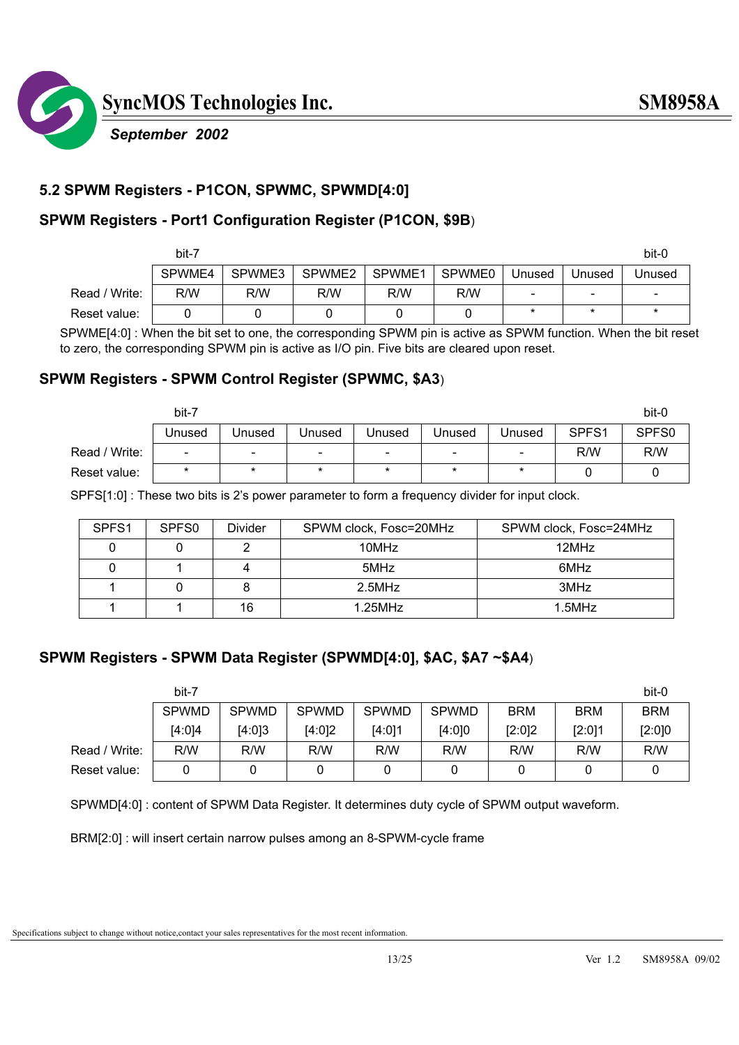## 5.2 SPWM Registers - P1CON, SPWMC, SPWMD[4:0]

### SPWM Registers - Port1 Configuration Register (P1CON, $9B)

| | bit-7 | | | | | | | bit-0 |
|---|---|---|---|---|---|---|---|---|
| | SPWME4 | SPWME3 | SPWME2 | SPWME1 | SPWME0 | Unused | Unused | Unused |
| Read / Write: | R/W | R/W | R/W | R/W | R/W | - | - | - |
| Reset value: | 0 | 0 | 0 | 0 | 0 | * | * | * |

SPWME[4:0] : When the bit set to one, the corresponding SPWM pin is active as SPWM function. When the bit reset to zero, the corresponding SPWM pin is active as I/O pin. Five bits are cleared upon reset.

### SPWM Registers - SPWM Control Register (SPWMC, $A3)

| | bit-7 | | | | | | | bit-0 |
|---|---|---|---|---|---|---|---|---|
| | Unused | Unused | Unused | Unused | Unused | Unused | SPFS1 | SPFS0 |
| Read / Write: | - | - | - | - | - | - | R/W | R/W |
| Reset value: | * | * | * | * | * | * | 0 | 0 |

SPFS[1:0] : These two bits is 2's power parameter to form a frequency divider for input clock.

| SPFS1 | SPFS0 | Divider | SPWM clock, Fosc=20MHz | SPWM clock, Fosc=24MHz |
|---|---|---|---|---|
| 0 | 0 | 2 | 10MHz | 12MHz |
| 0 | 1 | 4 | 5MHz | 6MHz |
| 1 | 0 | 8 | 2.5MHz | 3MHz |
| 1 | 1 | 16 | 1.25MHz | 1.5MHz |

### SPWM Registers - SPWM Data Register (SPWMD[4:0], $AC, $A7 ~$A4)

| | bit-7 | | | | | | | bit-0 |
|---|---|---|---|---|---|---|---|---|
| | SPWMD [4:0]4 | SPWMD [4:0]3 | SPWMD [4:0]2 | SPWMD [4:0]1 | SPWMD [4:0]0 | BRM [2:0]2 | BRM [2:0]1 | BRM [2:0]0 |
| Read / Write: | R/W | R/W | R/W | R/W | R/W | R/W | R/W | R/W |
| Reset value: | 0 | 0 | 0 | 0 | 0 | 0 | 0 | 0 |

SPWMD[4:0] : content of SPWM Data Register. It determines duty cycle of SPWM output waveform.

BRM[2:0] : will insert certain narrow pulses among an 8-SPWM-cycle frame

Specifications subject to change without notice,contact your sales representatives for the most recent information.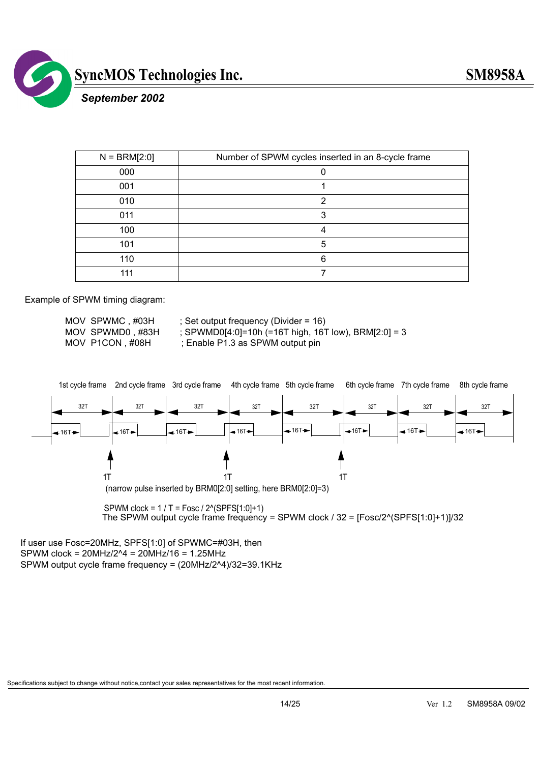| N = BRM[2:0] | Number of SPWM cycles inserted in an 8-cycle frame |
|---|---|
| 000 | 0 |
| 001 | 1 |
| 010 | 2 |
| 011 | 3 |
| 100 | 4 |
| 101 | 5 |
| 110 | 6 |
| 111 | 7 |

Example of SPWM timing diagram:

```
MOV  SPWMC , #03H       ; Set output frequency (Divider = 16)
MOV  SPWMD0 , #83H      ; SPWMD0[4:0]=10h (=16T high, 16T low), BRM[2:0] = 3
MOV  P1CON , #08H       ; Enable P1.3 as SPWM output pin
```

1st cycle frame 2nd cycle frame 3rd cycle frame 4th cycle frame 5th cycle frame 6th cycle frame 7th cycle frame 8th cycle frame

32T 32T 32T 32T 32T 32T 32T 32T

16T 16T 16T 16T 16T 16T 16T 16T

1T 1T 1T

(narrow pulse inserted by BRM0[2:0] setting, here BRM0[2:0]=3)

SPWM clock = 1 / T = Fosc / 2^(SPFS[1:0]+1)

The SPWM output cycle frame frequency = SPWM clock / 32 = [Fosc/2^(SPFS[1:0]+1)]/32

If user use Fosc=20MHz, SPFS[1:0] of SPWMC=#03H, then
SPWM clock = 20MHz/2^4 = 20MHz/16 = 1.25MHz
SPWM output cycle frame frequency = (20MHz/2^4)/32=39.1KHz

Specifications subject to change without notice,contact your sales representatives for the most recent information.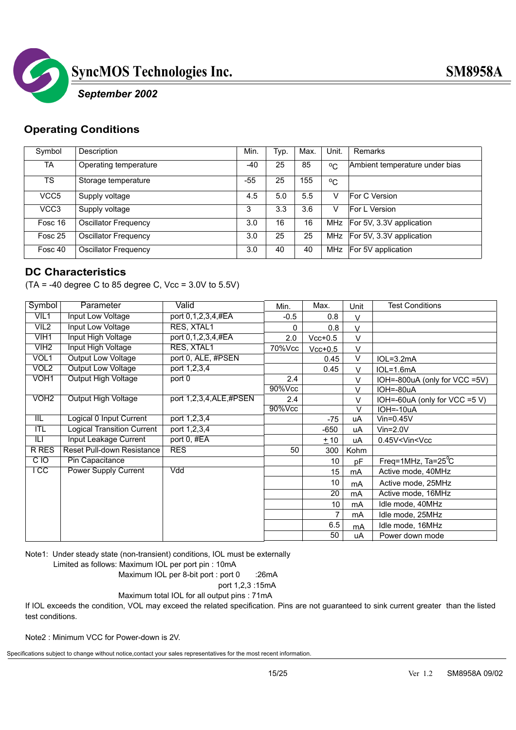## Operating Conditions

| Symbol | Description | Min. | Typ. | Max. | Unit. | Remarks |
|---|---|---|---|---|---|---|
| TA | Operating temperature | -40 | 25 | 85 | °C | Ambient temperature under bias |
| TS | Storage temperature | -55 | 25 | 155 | °C | |
| VCC5 | Supply voltage | 4.5 | 5.0 | 5.5 | V | For C Version |
| VCC3 | Supply voltage | 3 | 3.3 | 3.6 | V | For L Version |
| Fosc 16 | Oscillator Frequency | 3.0 | 16 | 16 | MHz | For 5V, 3.3V application |
| Fosc 25 | Oscillator Frequency | 3.0 | 25 | 25 | MHz | For 5V, 3.3V application |
| Fosc 40 | Oscillator Frequency | 3.0 | 40 | 40 | MHz | For 5V application |

## DC Characteristics

(TA = -40 degree C to 85 degree C, Vcc = 3.0V to 5.5V)

| Symbol | Parameter | Valid | Min. | Max. | Unit | Test Conditions |
|---|---|---|---|---|---|---|
| VIL1 | Input Low Voltage | port 0,1,2,3,4,#EA | -0.5 | 0.8 | V | |
| VIL2 | Input Low Voltage | RES, XTAL1 | 0 | 0.8 | V | |
| VIH1 | Input High Voltage | port 0,1,2,3,4,#EA | 2.0 | Vcc+0.5 | V | |
| VIH2 | Input High Voltage | RES, XTAL1 | 70%Vcc | Vcc+0.5 | V | |
| VOL1 | Output Low Voltage | port 0, ALE, #PSEN | | 0.45 | V | IOL=3.2mA |
| VOL2 | Output Low Voltage | port 1,2,3,4 | | 0.45 | V | IOL=1.6mA |
| VOH1 | Output High Voltage | port 0 | 2.4 | | V | IOH=-800uA (only for VCC =5V) |
| | | | 90%Vcc | | V | IOH=-80uA |
| VOH2 | Output High Voltage | port 1,2,3,4,ALE,#PSEN | 2.4 | | V | IOH=-60uA (only for VCC =5 V) |
| | | | 90%Vcc | | V | IOH=-10uA |
| IIL | Logical 0 Input Current | port 1,2,3,4 | | -75 | uA | Vin=0.45V |
| ITL | Logical Transition Current | port 1,2,3,4 | | -650 | uA | Vin=2.0V |
| ILI | Input Leakage Current | port 0, #EA | | ±10 | uA | 0.45V<Vin<Vcc |
| R RES | Reset Pull-down Resistance | RES | 50 | 300 | Kohm | |
| C IO | Pin Capacitance | | | 10 | pF | Freq=1MHz, Ta=25°C |
| I CC | Power Supply Current | Vdd | | 15 | mA | Active mode, 40MHz |
| | | | | 10 | mA | Active mode, 25MHz |
| | | | | 20 | mA | Active mode, 16MHz |
| | | | | 10 | mA | Idle mode, 40MHz |
| | | | | 7 | mA | Idle mode, 25MHz |
| | | | | 6.5 | mA | Idle mode, 16MHz |
| | | | | 50 | uA | Power down mode |

Note1: Under steady state (non-transient) conditions, IOL must be externally
Limited as follows: Maximum IOL per port pin : 10mA
Maximum IOL per 8-bit port : port 0 :26mA
port 1,2,3 :15mA
Maximum total IOL for all output pins : 71mA

If IOL exceeds the condition, VOL may exceed the related specification. Pins are not guaranteed to sink current greater than the listed test conditions.

Note2 : Minimum VCC for Power-down is 2V.

Specifications subject to change without notice,contact your sales representatives for the most recent information.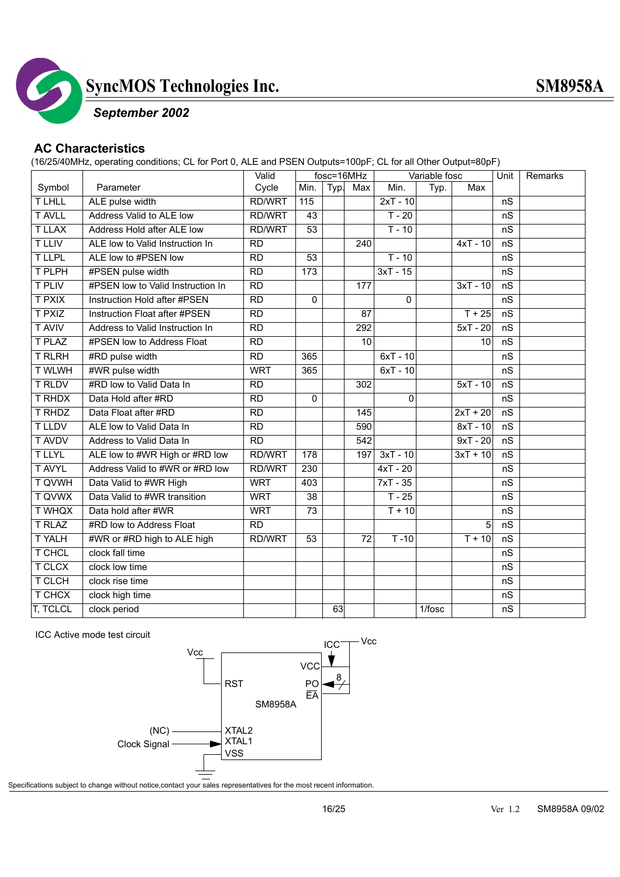## AC Characteristics

(16/25/40MHz, operating conditions; CL for Port 0, ALE and PSEN Outputs=100pF; CL for all Other Output=80pF)

| Symbol | Parameter | Valid Cycle | fosc=16MHz | | | Variable fosc | | | Unit | Remarks |
|---|---|---|---|---|---|---|---|---|---|---|
| | | | Min. | Typ. | Max | Min. | Typ. | Max | | |
| T LHLL | ALE pulse width | RD/WRT | 115 | | | 2xT - 10 | | | nS | |
| T AVLL | Address Valid to ALE low | RD/WRT | 43 | | | T - 20 | | | nS | |
| T LLAX | Address Hold after ALE low | RD/WRT | 53 | | | T - 10 | | | nS | |
| T LLIV | ALE low to Valid Instruction In | RD | | | 240 | | | 4xT - 10 | nS | |
| T LLPL | ALE low to #PSEN low | RD | 53 | | | T - 10 | | | nS | |
| T PLPH | #PSEN pulse width | RD | 173 | | | 3xT - 15 | | | nS | |
| T PLIV | #PSEN low to Valid Instruction In | RD | | | 177 | | | 3xT - 10 | nS | |
| T PXIX | Instruction Hold after #PSEN | RD | 0 | | | 0 | | | nS | |
| T PXIZ | Instruction Float after #PSEN | RD | | | 87 | | | T + 25 | nS | |
| T AVIV | Address to Valid Instruction In | RD | | | 292 | | | 5xT - 20 | nS | |
| T PLAZ | #PSEN low to Address Float | RD | | | 10 | | | 10 | nS | |
| T RLRH | #RD pulse width | RD | 365 | | | 6xT - 10 | | | nS | |
| T WLWH | #WR pulse width | WRT | 365 | | | 6xT - 10 | | | nS | |
| T RLDV | #RD low to Valid Data In | RD | | | 302 | | | 5xT - 10 | nS | |
| T RHDX | Data Hold after #RD | RD | 0 | | | 0 | | | nS | |
| T RHDZ | Data Float after #RD | RD | | | 145 | | | 2xT + 20 | nS | |
| T LLDV | ALE low to Valid Data In | RD | | | 590 | | | 8xT - 10 | nS | |
| T AVDV | Address to Valid Data In | RD | | | 542 | | | 9xT - 20 | nS | |
| T LLYL | ALE low to #WR High or #RD low | RD/WRT | 178 | | 197 | 3xT - 10 | | 3xT + 10 | nS | |
| T AVYL | Address Valid to #WR or #RD low | RD/WRT | 230 | | | 4xT - 20 | | | nS | |
| T QVWH | Data Valid to #WR High | WRT | 403 | | | 7xT - 35 | | | nS | |
| T QVWX | Data Valid to #WR transition | WRT | 38 | | | T - 25 | | | nS | |
| T WHQX | Data hold after #WR | WRT | 73 | | | T + 10 | | | nS | |
| T RLAZ | #RD low to Address Float | RD | | | | | | 5 | nS | |
| T YALH | #WR or #RD high to ALE high | RD/WRT | 53 | | 72 | T -10 | | T + 10 | nS | |
| T CHCL | clock fall time | | | | | | | | nS | |
| T CLCX | clock low time | | | | | | | | nS | |
| T CLCH | clock rise time | | | | | | | | nS | |
| T CHCX | clock high time | | | | | | | | nS | |
| T, TCLCL | clock period | | | 63 | | | 1/fosc | | nS | |

ICC Active mode test circuit

Vcc — RST; ICC — Vcc — VCC; PO (8); EA; SM8958A; (NC) — XTAL2; Clock Signal — XTAL1; VSS

Specifications subject to change without notice,contact your sales representatives for the most recent information.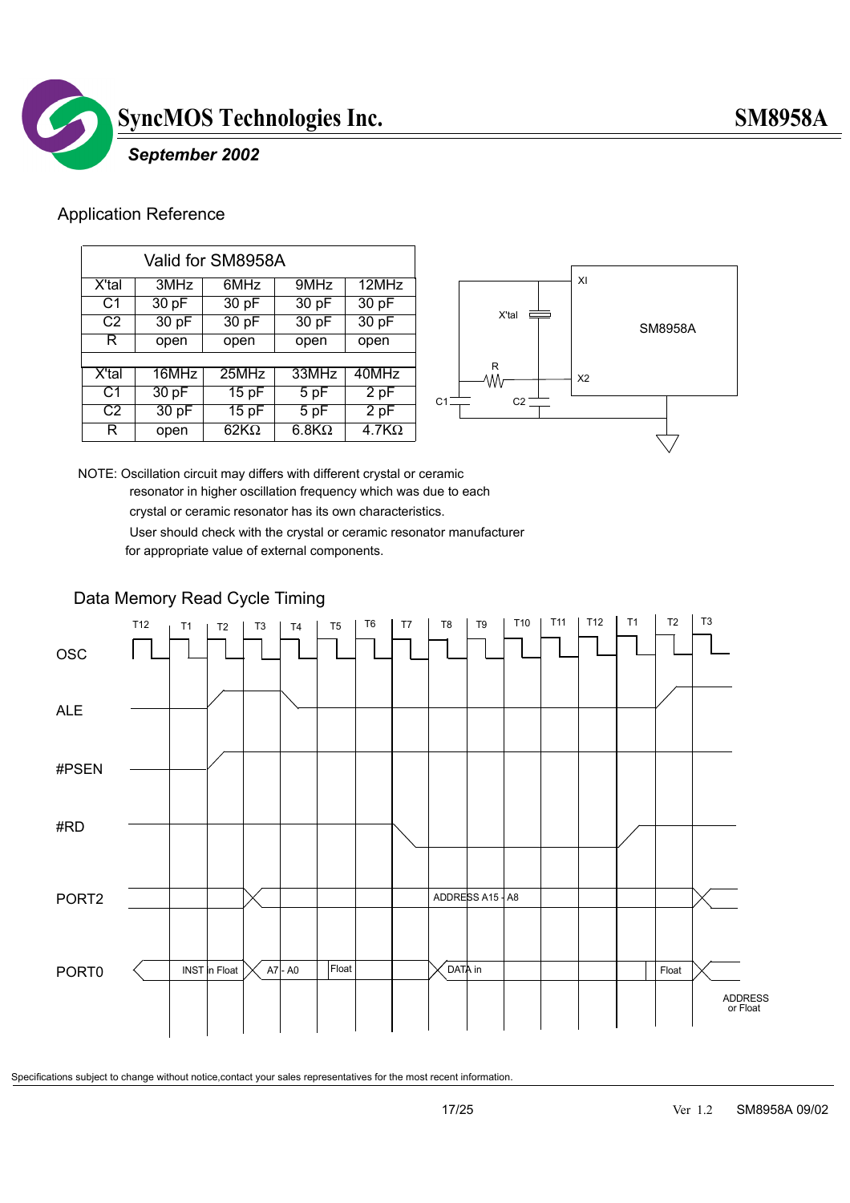## Application Reference

| Valid for SM8958A | | | | |
|---|---|---|---|---|
| X'tal | 3MHz | 6MHz | 9MHz | 12MHz |
| C1 | 30 pF | 30 pF | 30 pF | 30 pF |
| C2 | 30 pF | 30 pF | 30 pF | 30 pF |
| R | open | open | open | open |
| | | | | |
| X'tal | 16MHz | 25MHz | 33MHz | 40MHz |
| C1 | 30 pF | 15 pF | 5 pF | 2 pF |
| C2 | 30 pF | 15 pF | 5 pF | 2 pF |
| R | open | 62KΩ | 6.8KΩ | 4.7KΩ |

XI
X'tal
SM8958A
R
X2
C1
C2

NOTE: Oscillation circuit may differs with different crystal or ceramic resonator in higher oscillation frequency which was due to each crystal or ceramic resonator has its own characteristics.
User should check with the crystal or ceramic resonator manufacturer for appropriate value of external components.

## Data Memory Read Cycle Timing

T12 T1 T2 T3 T4 T5 T6 T7 T8 T9 T10 T11 T12 T1 T2 T3

OSC

ALE

#PSEN

#RD

PORT2 — ADDRESS A15 - A8

PORT0 — INST in Float — A7 - A0 — Float — DATA in — Float — ADDRESS or Float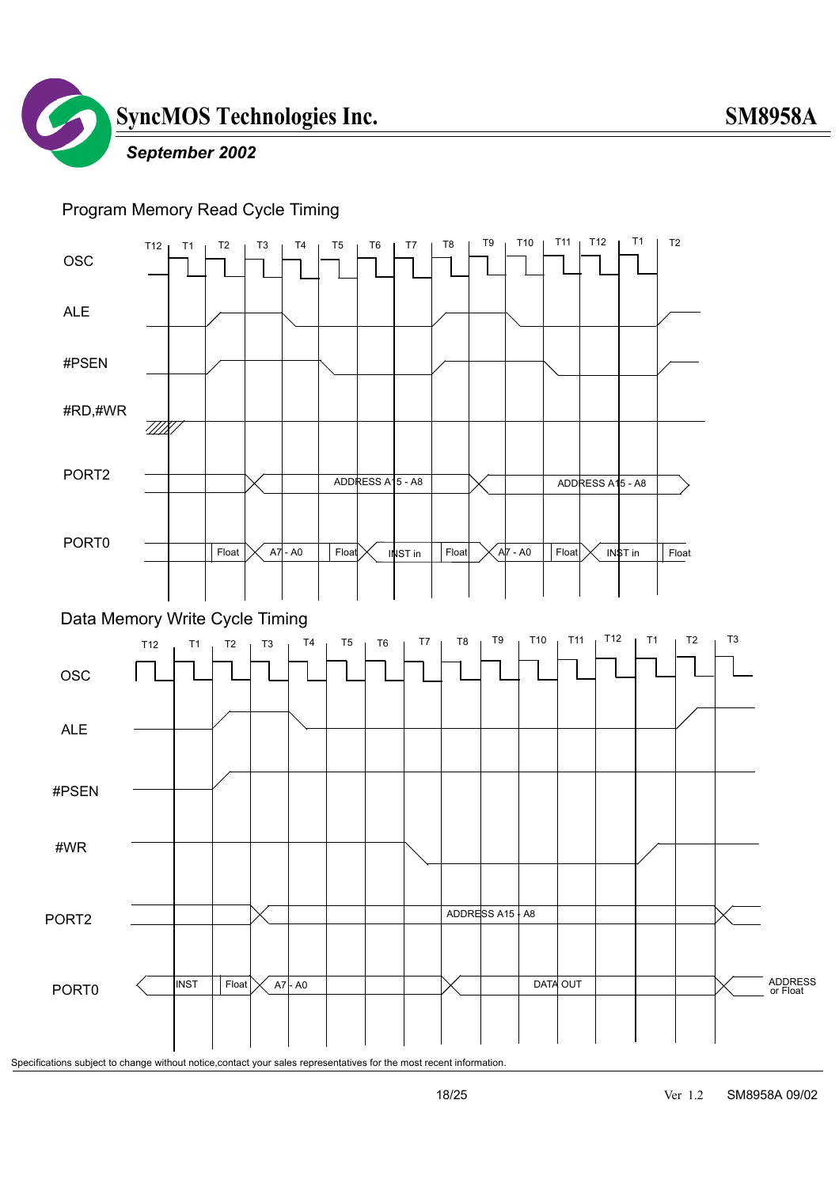## Program Memory Read Cycle Timing

T12 T1 T2 T3 T4 T5 T6 T7 T8 T9 T10 T11 T12 T1 T2

OSC

ALE

#PSEN

#RD,#WR

PORT2 — ADDRESS A15 - A8 — ADDRESS A15 - A8

PORT0 — Float — A7 - A0 — Float — INST in — Float — A7 - A0 — Float — INST in — Float

## Data Memory Write Cycle Timing

T12 T1 T2 T3 T4 T5 T6 T7 T8 T9 T10 T11 T12 T1 T2 T3

OSC

ALE

#PSEN

#WR

PORT2 — ADDRESS A15 - A8

PORT0 — INST — Float — A7 - A0 — DATA OUT — ADDRESS or Float

Specifications subject to change without notice,contact your sales representatives for the most recent information.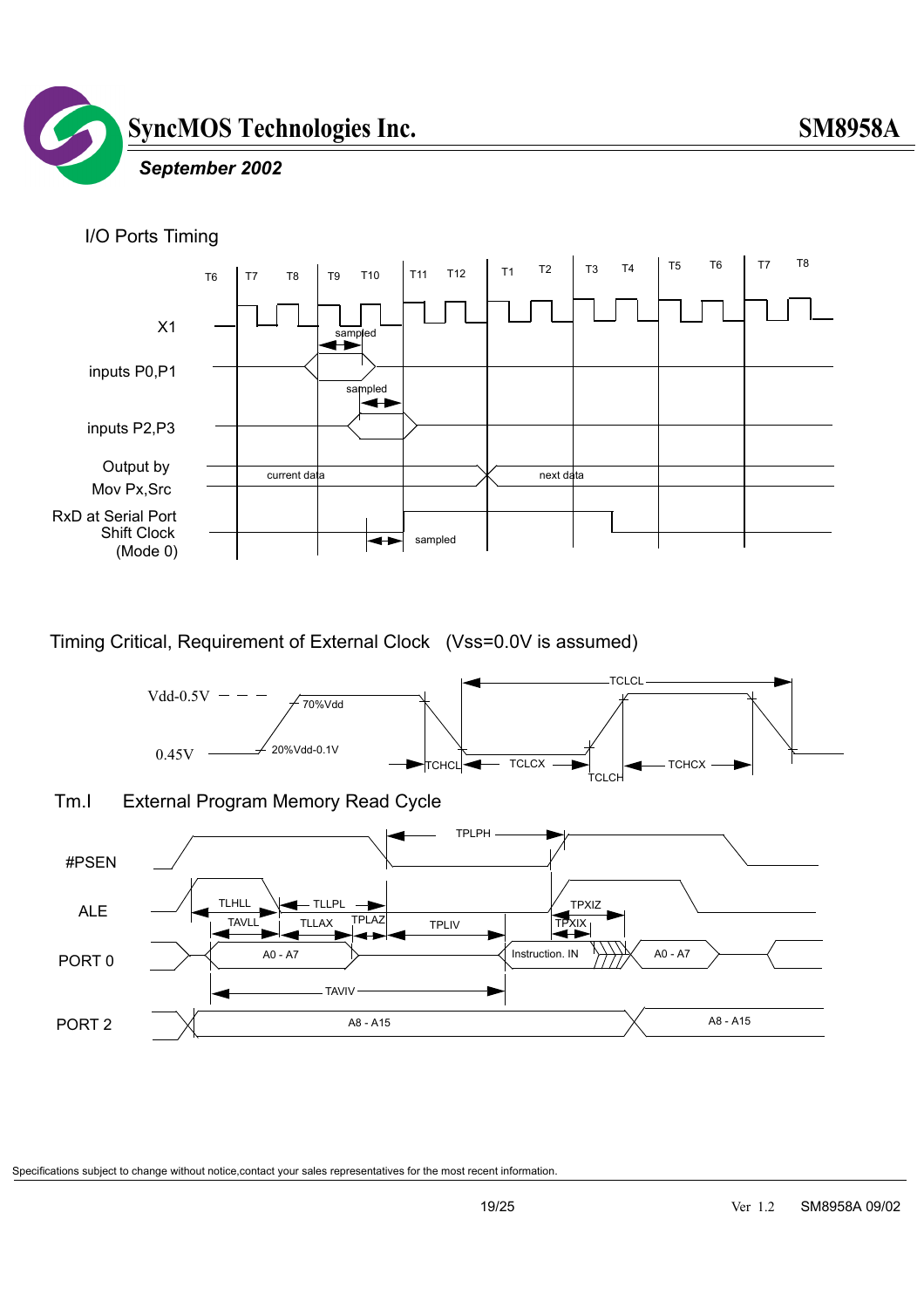I/O Ports Timing

T6 T7 T8 T9 T10 T11 T12 T1 T2 T3 T4 T5 T6 T7 T8

X1

inputs P0,P1

sampled

inputs P2,P3

sampled

Output by Mov Px,Src

current data

next data

RxD at Serial Port Shift Clock (Mode 0)

sampled

Timing Critical, Requirement of External Clock (Vss=0.0V is assumed)

Vdd-0.5V

0.45V

70%Vdd

20%Vdd-0.1V

TCHCL TCLCX TCLCH TCHCX TCLCL

Tm.I External Program Memory Read Cycle

#PSEN

ALE

PORT 0

PORT 2

TPLPH

TLHLL TLLPL TAVLL TLLAX TPLAZ TPLIV TPXIZ TPXIX

A0 - A7

Instruction. IN

A0 - A7

TAVIV

A8 - A15

A8 - A15

Specifications subject to change without notice,contact your sales representatives for the most recent information.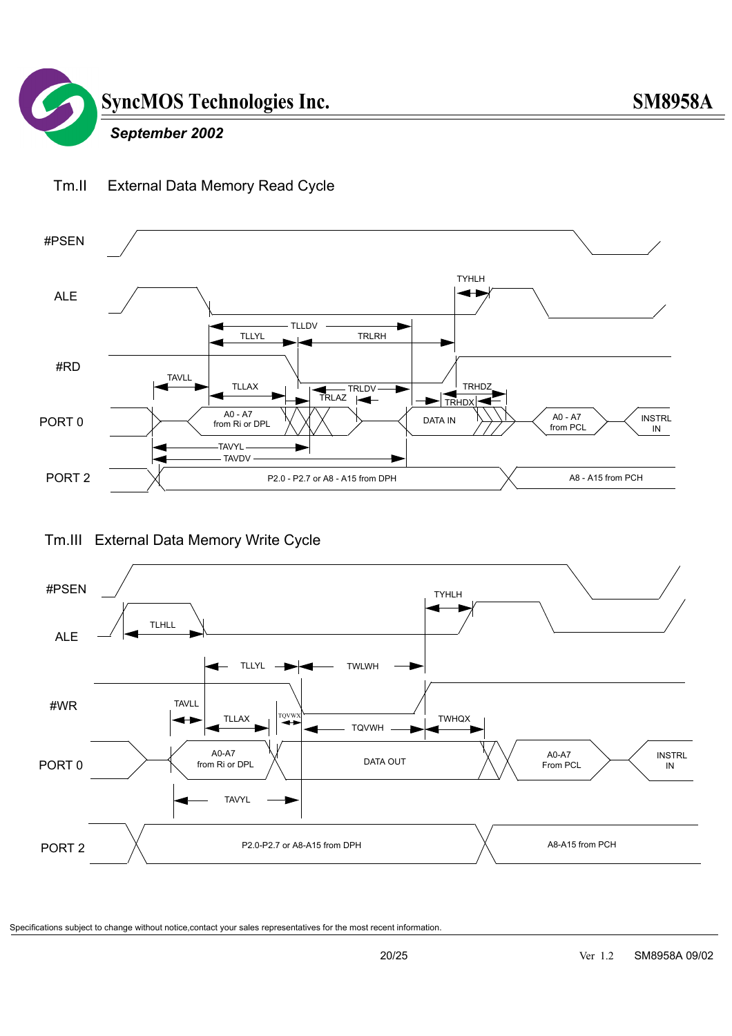## Tm.II External Data Memory Read Cycle

#PSEN

ALE

#RD

PORT 0

PORT 2

TYHLH, TLLDV, TLLYL, TRLRH, TAVLL, TLLAX, TRLDV, TRLAZ, TRHDZ, TRHDX, TAVYL, TAVDV

A0 - A7 from Ri or DPL | DATA IN | A0 - A7 from PCL | INSTRL IN

P2.0 - P2.7 or A8 - A15 from DPH | A8 - A15 from PCH

## Tm.III External Data Memory Write Cycle

#PSEN

ALE

#WR

PORT 0

PORT 2

TYHLH, TLHLL, TLLYL, TWLWH, TAVLL, TLLAX, TQVWX, TQVWH, TWHQX, TAVYL

A0-A7 from Ri or DPL | DATA OUT | A0-A7 From PCL | INSTRL IN

P2.0-P2.7 or A8-A15 from DPH | A8-A15 from PCH

Specifications subject to change without notice,contact your sales representatives for the most recent information.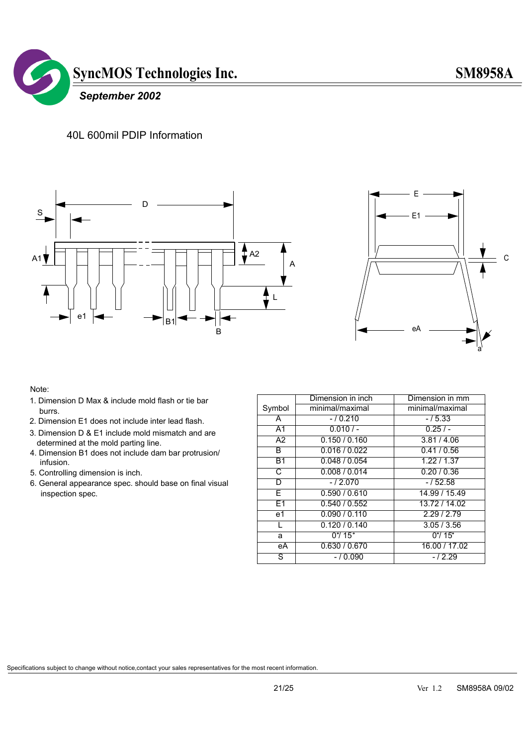## 40L 600mil PDIP Information

Note:

1. Dimension D Max & include mold flash or tie bar burrs.
2. Dimension E1 does not include inter lead flash.
3. Dimension D & E1 include mold mismatch and are determined at the mold parting line.
4. Dimension B1 does not include dam bar protrusion/ infusion.
5. Controlling dimension is inch.
6. General appearance spec. should base on final visual inspection spec.

| Symbol | Dimension in inch minimal/maximal | Dimension in mm minimal/maximal |
|---|---|---|
| A | - / 0.210 | - / 5.33 |
| A1 | 0.010 / - | 0.25 / - |
| A2 | 0.150 / 0.160 | 3.81 / 4.06 |
| B | 0.016 / 0.022 | 0.41 / 0.56 |
| B1 | 0.048 / 0.054 | 1.22 / 1.37 |
| C | 0.008 / 0.014 | 0.20 / 0.36 |
| D | - / 2.070 | - / 52.58 |
| E | 0.590 / 0.610 | 14.99 / 15.49 |
| E1 | 0.540 / 0.552 | 13.72 / 14.02 |
| e1 | 0.090 / 0.110 | 2.29 / 2.79 |
| L | 0.120 / 0.140 | 3.05 / 3.56 |
| a | 0°/ 15° | 0°/ 15° |
| eA | 0.630 / 0.670 | 16.00 / 17.02 |
| S | - / 0.090 | - / 2.29 |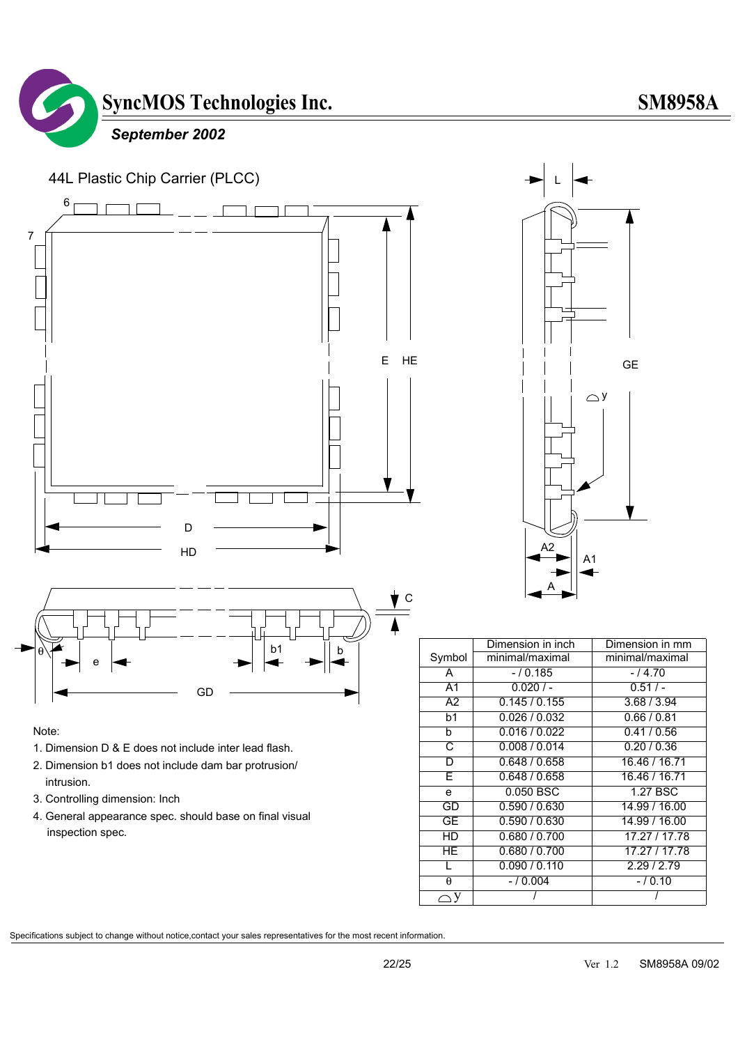## 44L Plastic Chip Carrier (PLCC)

| Symbol | Dimension in inch minimal/maximal | Dimension in mm minimal/maximal |
|---|---|---|
| A | - / 0.185 | - / 4.70 |
| A1 | 0.020 / - | 0.51 / - |
| A2 | 0.145 / 0.155 | 3.68 / 3.94 |
| b1 | 0.026 / 0.032 | 0.66 / 0.81 |
| b | 0.016 / 0.022 | 0.41 / 0.56 |
| C | 0.008 / 0.014 | 0.20 / 0.36 |
| D | 0.648 / 0.658 | 16.46 / 16.71 |
| E | 0.648 / 0.658 | 16.46 / 16.71 |
| e | 0.050 BSC | 1.27 BSC |
| GD | 0.590 / 0.630 | 14.99 / 16.00 |
| GE | 0.590 / 0.630 | 14.99 / 16.00 |
| HD | 0.680 / 0.700 | 17.27 / 17.78 |
| HE | 0.680 / 0.700 | 17.27 / 17.78 |
| L | 0.090 / 0.110 | 2.29 / 2.79 |
| θ | - / 0.004 | - / 0.10 |
| ⌓y | / | / |

Note:

1. Dimension D & E does not include inter lead flash.
2. Dimension b1 does not include dam bar protrusion/ intrusion.
3. Controlling dimension: Inch
4. General appearance spec. should base on final visual inspection spec.

Specifications subject to change without notice,contact your sales representatives for the most recent information.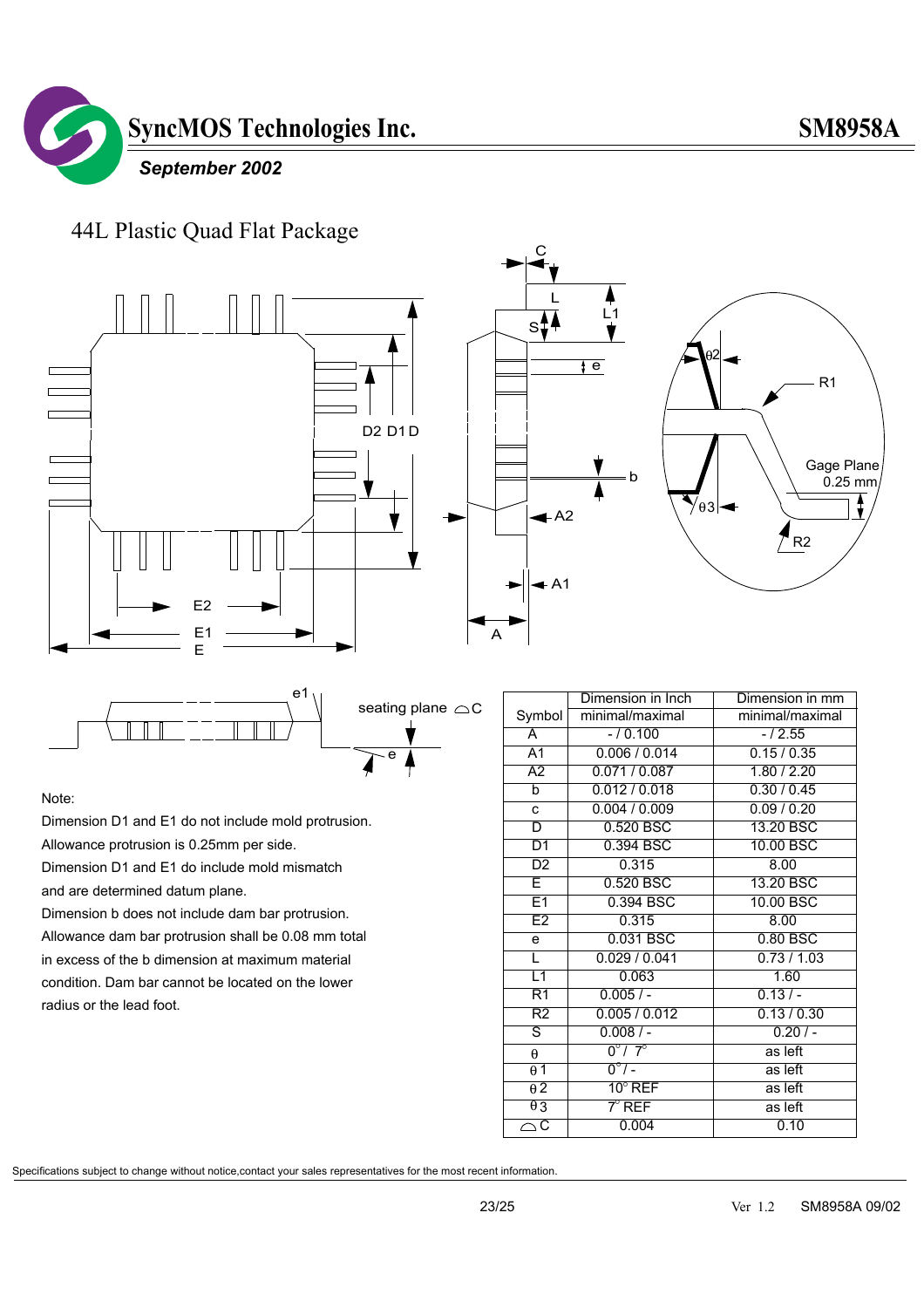# 44L Plastic Quad Flat Package

| Symbol | Dimension in Inch | Dimension in mm |
|---|---|---|
| | minimal/maximal | minimal/maximal |
| A | - / 0.100 | - / 2.55 |
| A1 | 0.006 / 0.014 | 0.15 / 0.35 |
| A2 | 0.071 / 0.087 | 1.80 / 2.20 |
| b | 0.012 / 0.018 | 0.30 / 0.45 |
| c | 0.004 / 0.009 | 0.09 / 0.20 |
| D | 0.520 BSC | 13.20 BSC |
| D1 | 0.394 BSC | 10.00 BSC |
| D2 | 0.315 | 8.00 |
| E | 0.520 BSC | 13.20 BSC |
| E1 | 0.394 BSC | 10.00 BSC |
| E2 | 0.315 | 8.00 |
| e | 0.031 BSC | 0.80 BSC |
| L | 0.029 / 0.041 | 0.73 / 1.03 |
| L1 | 0.063 | 1.60 |
| R1 | 0.005 / - | 0.13 / - |
| R2 | 0.005 / 0.012 | 0.13 / 0.30 |
| S | 0.008 / - | 0.20 / - |
| $\theta$ | 0° / 7° | as left |
| $\theta$1 | 0° / - | as left |
| $\theta$2 | 10° REF | as left |
| $\theta$3 | 7° REF | as left |
| ⌓C | 0.004 | 0.10 |

Note:

Dimension D1 and E1 do not include mold protrusion.
Allowance protrusion is 0.25mm per side.
Dimension D1 and E1 do include mold mismatch and are determined datum plane.
Dimension b does not include dam bar protrusion.
Allowance dam bar protrusion shall be 0.08 mm total in excess of the b dimension at maximum material condition. Dam bar cannot be located on the lower radius or the lead foot.

Specifications subject to change without notice,contact your sales representatives for the most recent information.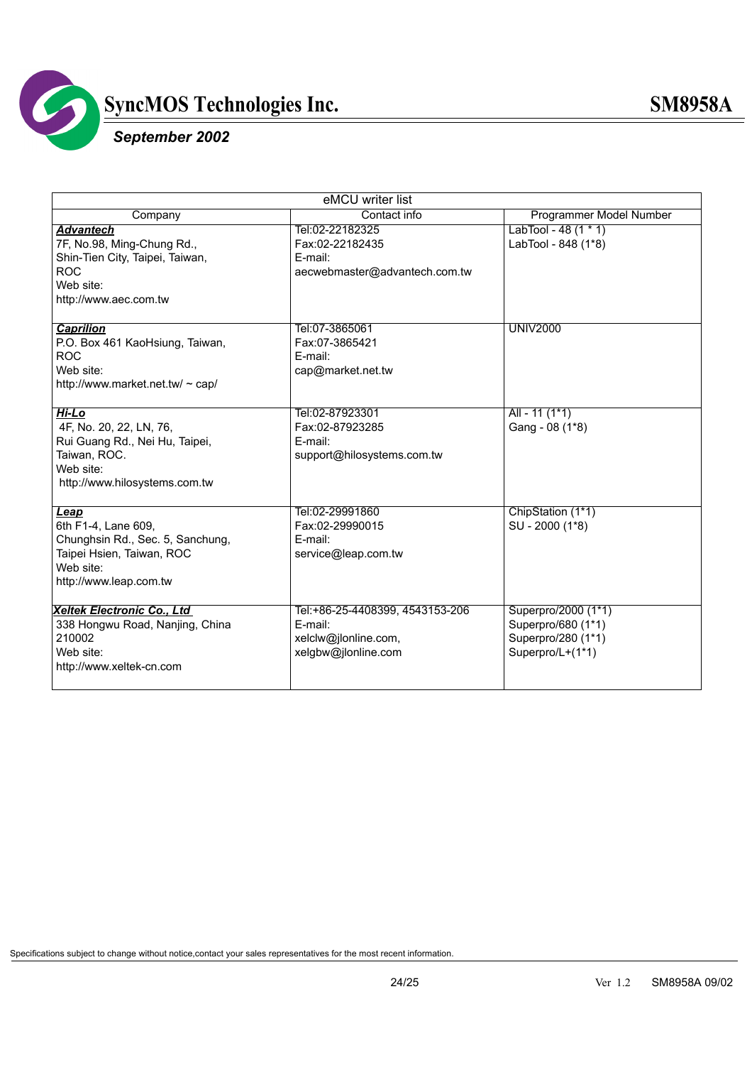| eMCU writer list | | |
|---|---|---|
| Company | Contact info | Programmer Model Number |
| ***Advantech***<br>7F, No.98, Ming-Chung Rd.,<br>Shin-Tien City, Taipei, Taiwan,<br>ROC<br>Web site:<br>http://www.aec.com.tw | Tel:02-22182325<br>Fax:02-22182435<br>E-mail:<br>aecwebmaster@advantech.com.tw | LabTool - 48 (1 * 1)<br>LabTool - 848 (1*8) |
| ***Caprilion***<br>P.O. Box 461 KaoHsiung, Taiwan,<br>ROC<br>Web site:<br>http://www.market.net.tw/ ~ cap/ | Tel:07-3865061<br>Fax:07-3865421<br>E-mail:<br>cap@market.net.tw | UNIV2000 |
| ***Hi-Lo***<br>4F, No. 20, 22, LN, 76,<br>Rui Guang Rd., Nei Hu, Taipei,<br>Taiwan, ROC.<br>Web site:<br>http://www.hilosystems.com.tw | Tel:02-87923301<br>Fax:02-87923285<br>E-mail:<br>support@hilosystems.com.tw | All - 11 (1*1)<br>Gang - 08 (1*8) |
| ***Leap***<br>6th F1-4, Lane 609,<br>Chunghsin Rd., Sec. 5, Sanchung,<br>Taipei Hsien, Taiwan, ROC<br>Web site:<br>http://www.leap.com.tw | Tel:02-29991860<br>Fax:02-29990015<br>E-mail:<br>service@leap.com.tw | ChipStation (1*1)<br>SU - 2000 (1*8) |
| ***Xeltek Electronic Co., Ltd***<br>338 Hongwu Road, Nanjing, China<br>210002<br>Web site:<br>http://www.xeltek-cn.com | Tel:+86-25-4408399, 4543153-206<br>E-mail:<br>xelclw@jlonline.com,<br>xelgbw@jlonline.com | Superpro/2000 (1*1)<br>Superpro/680 (1*1)<br>Superpro/280 (1*1)<br>Superpro/L+(1*1) |

Specifications subject to change without notice,contact your sales representatives for the most recent information.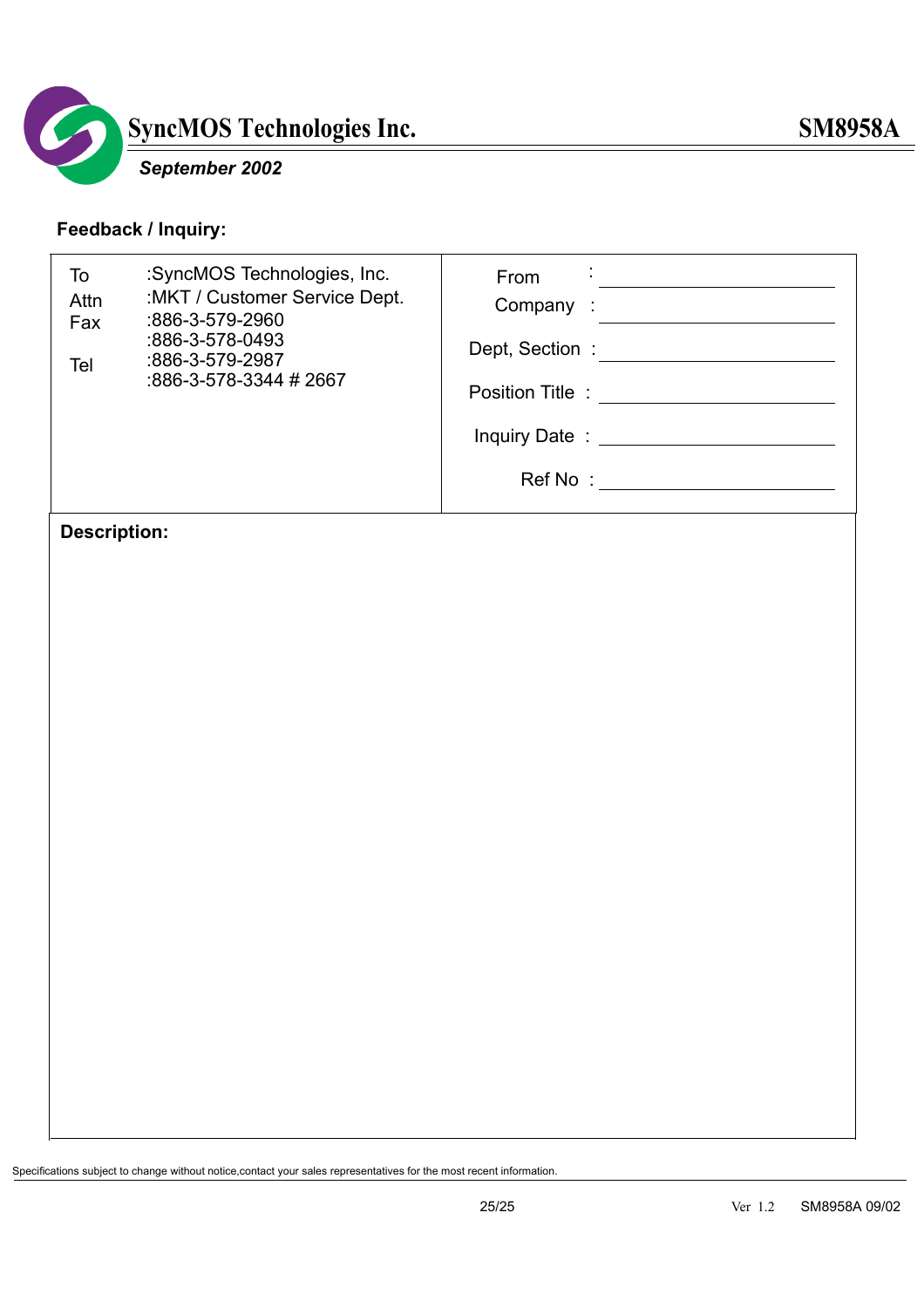**Feedback / Inquiry:**

| | |
|---|---|
| To :SyncMOS Technologies, Inc.<br>Attn :MKT / Customer Service Dept.<br>Fax :886-3-579-2960<br>:886-3-578-0493<br>Tel :886-3-579-2987<br>:886-3-578-3344 # 2667 | From : \_\_\_\_\_\_\_\_\_\_\_\_\_\_\_\_<br>Company : \_\_\_\_\_\_\_\_\_\_\_\_\_\_\_\_<br>Dept, Section : \_\_\_\_\_\_\_\_\_\_\_\_\_\_\_\_<br>Position Title : \_\_\_\_\_\_\_\_\_\_\_\_\_\_\_\_<br>Inquiry Date : \_\_\_\_\_\_\_\_\_\_\_\_\_\_\_\_<br>Ref No : \_\_\_\_\_\_\_\_\_\_\_\_\_\_\_\_ |

**Description:**

Specifications subject to change without notice,contact your sales representatives for the most recent information.